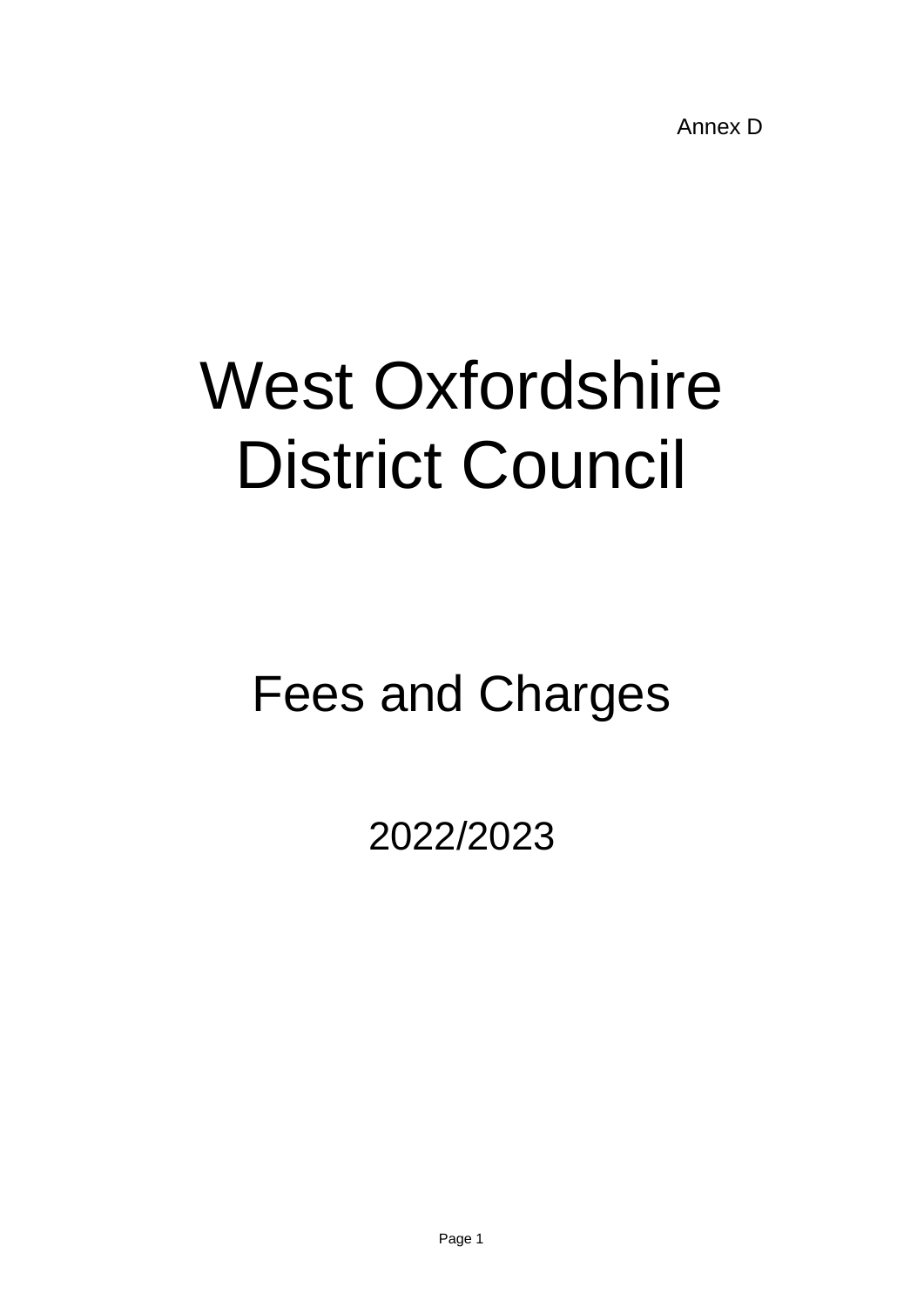Annex D

# West Oxfordshire District Council

## Fees and Charges

## 2022/2023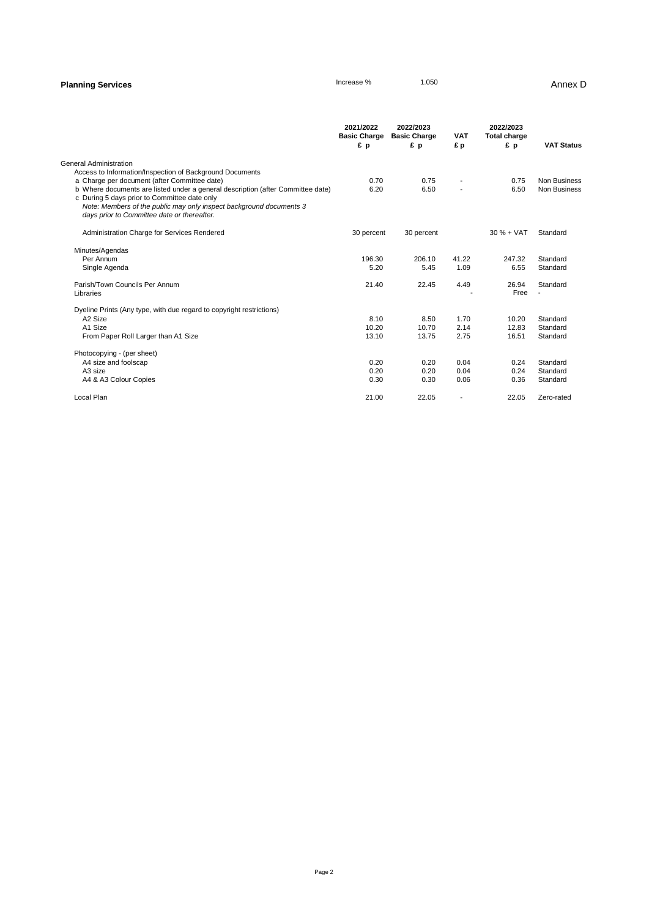**Planning Services** Increase % 1.050 Annex D

| | 2021/2022 Basic Charge £ p | 2022/2023 Basic Charge £ p | VAT £ p | 2022/2023 Total charge £ p | VAT Status |
|---|---|---|---|---|---|
| General Administration | | | | | |
| Access to Information/Inspection of Background Documents | | | | | |
| a Charge per document (after Committee date) | 0.70 | 0.75 | - | 0.75 | Non Business |
| b Where documents are listed under a general description (after Committee date) | 6.20 | 6.50 | - | 6.50 | Non Business |
| c During 5 days prior to Committee date only | | | | | |
| *Note: Members of the public may only inspect background documents 3 days prior to Committee date or thereafter.* | | | | | |
| Administration Charge for Services Rendered | 30 percent | 30 percent | | 30 % + VAT | Standard |
| Minutes/Agendas | | | | | |
| Per Annum | 196.30 | 206.10 | 41.22 | 247.32 | Standard |
| Single Agenda | 5.20 | 5.45 | 1.09 | 6.55 | Standard |
| Parish/Town Councils Per Annum | 21.40 | 22.45 | 4.49 | 26.94 | Standard |
| Libraries | | | - | Free | - |
| Dyeline Prints (Any type, with due regard to copyright restrictions) | | | | | |
| A2 Size | 8.10 | 8.50 | 1.70 | 10.20 | Standard |
| A1 Size | 10.20 | 10.70 | 2.14 | 12.83 | Standard |
| From Paper Roll Larger than A1 Size | 13.10 | 13.75 | 2.75 | 16.51 | Standard |
| Photocopying - (per sheet) | | | | | |
| A4 size and foolscap | 0.20 | 0.20 | 0.04 | 0.24 | Standard |
| A3 size | 0.20 | 0.20 | 0.04 | 0.24 | Standard |
| A4 & A3 Colour Copies | 0.30 | 0.30 | 0.06 | 0.36 | Standard |
| Local Plan | 21.00 | 22.05 | - | 22.05 | Zero-rated |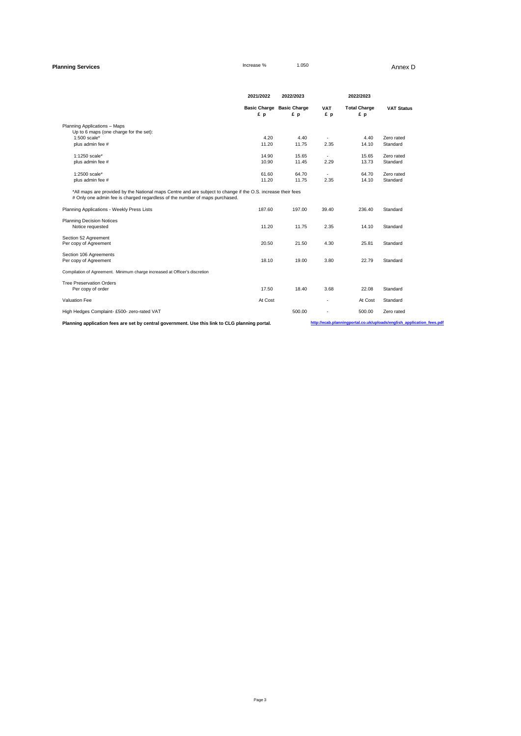**Planning Services** Increase % 1.050 Annex D

| | 2021/2022 | 2022/2023 | | 2022/2023 | |
|---|---|---|---|---|---|
| | Basic Charge<br>£ p | Basic Charge<br>£ p | VAT<br>£ p | Total Charge<br>£ p | VAT Status |
| Planning Applications – Maps | | | | | |
| Up to 6 maps (one charge for the set): | | | | | |
| 1:500 scale* | 4.20 | 4.40 | - | 4.40 | Zero rated |
| plus admin fee # | 11.20 | 11.75 | 2.35 | 14.10 | Standard |
| 1:1250 scale* | 14.90 | 15.65 | - | 15.65 | Zero rated |
| plus admin fee # | 10.90 | 11.45 | 2.29 | 13.73 | Standard |
| 1:2500 scale* | 61.60 | 64.70 | - | 64.70 | Zero rated |
| plus admin fee # | 11.20 | 11.75 | 2.35 | 14.10 | Standard |
| *All maps are provided by the National maps Centre and are subject to change if the O.S. increase their fees<br># Only one admin fee is charged regardless of the number of maps purchased. | | | | | |
| Planning Applications - Weekly Press Lists | 187.60 | 197.00 | 39.40 | 236.40 | Standard |
| Planning Decision Notices | | | | | |
| Notice requested | 11.20 | 11.75 | 2.35 | 14.10 | Standard |
| Section 52 Agreement | | | | | |
| Per copy of Agreement | 20.50 | 21.50 | 4.30 | 25.81 | Standard |
| Section 106 Agreements | | | | | |
| Per copy of Agreement | 18.10 | 19.00 | 3.80 | 22.79 | Standard |
| Compilation of Agreement. Minimum charge increased at Officer's discretion | | | | | |
| Tree Preservation Orders | | | | | |
| Per copy of order | 17.50 | 18.40 | 3.68 | 22.08 | Standard |
| Valuation Fee | At Cost | | - | At Cost | Standard |
| High Hedges Complaint- £500- zero-rated VAT | | 500.00 | - | 500.00 | Zero rated |

**Planning application fees are set by central government. Use this link to CLG planning portal.** http://ecab.planningportal.co.uk/uploads/english_application_fees.pdf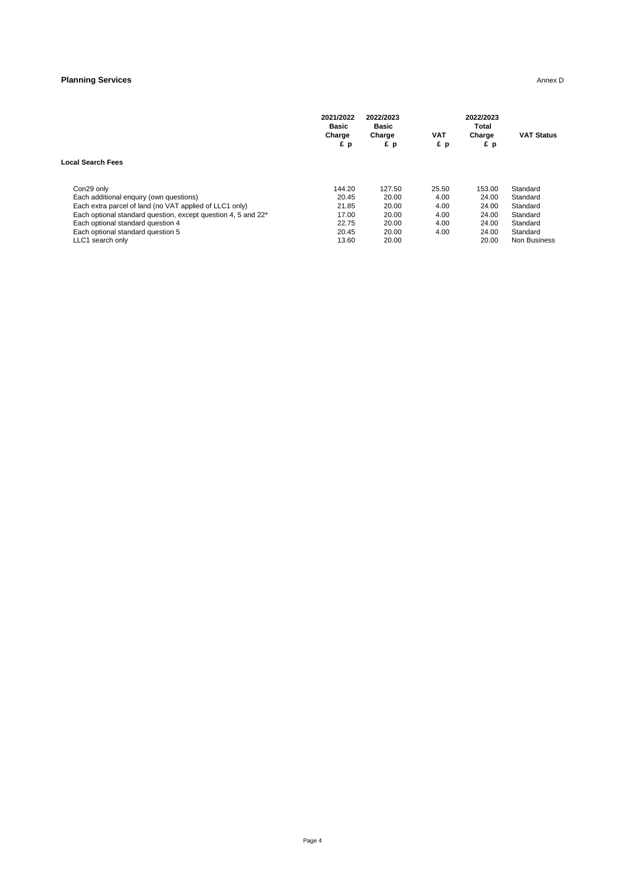**Planning Services**

Annex D

| | 2021/2022 Basic Charge £ p | 2022/2023 Basic Charge £ p | VAT £ p | 2022/2023 Total Charge £ p | VAT Status |
|---|---|---|---|---|---|
| **Local Search Fees** | | | | | |
| Con29 only | 144.20 | 127.50 | 25.50 | 153.00 | Standard |
| Each additional enquiry (own questions) | 20.45 | 20.00 | 4.00 | 24.00 | Standard |
| Each extra parcel of land (no VAT applied of LLC1 only) | 21.85 | 20.00 | 4.00 | 24.00 | Standard |
| Each optional standard question, except question 4, 5 and 22* | 17.00 | 20.00 | 4.00 | 24.00 | Standard |
| Each optional standard question 4 | 22.75 | 20.00 | 4.00 | 24.00 | Standard |
| Each optional standard question 5 | 20.45 | 20.00 | 4.00 | 24.00 | Standard |
| LLC1 search only | 13.60 | 20.00 | | 20.00 | Non Business |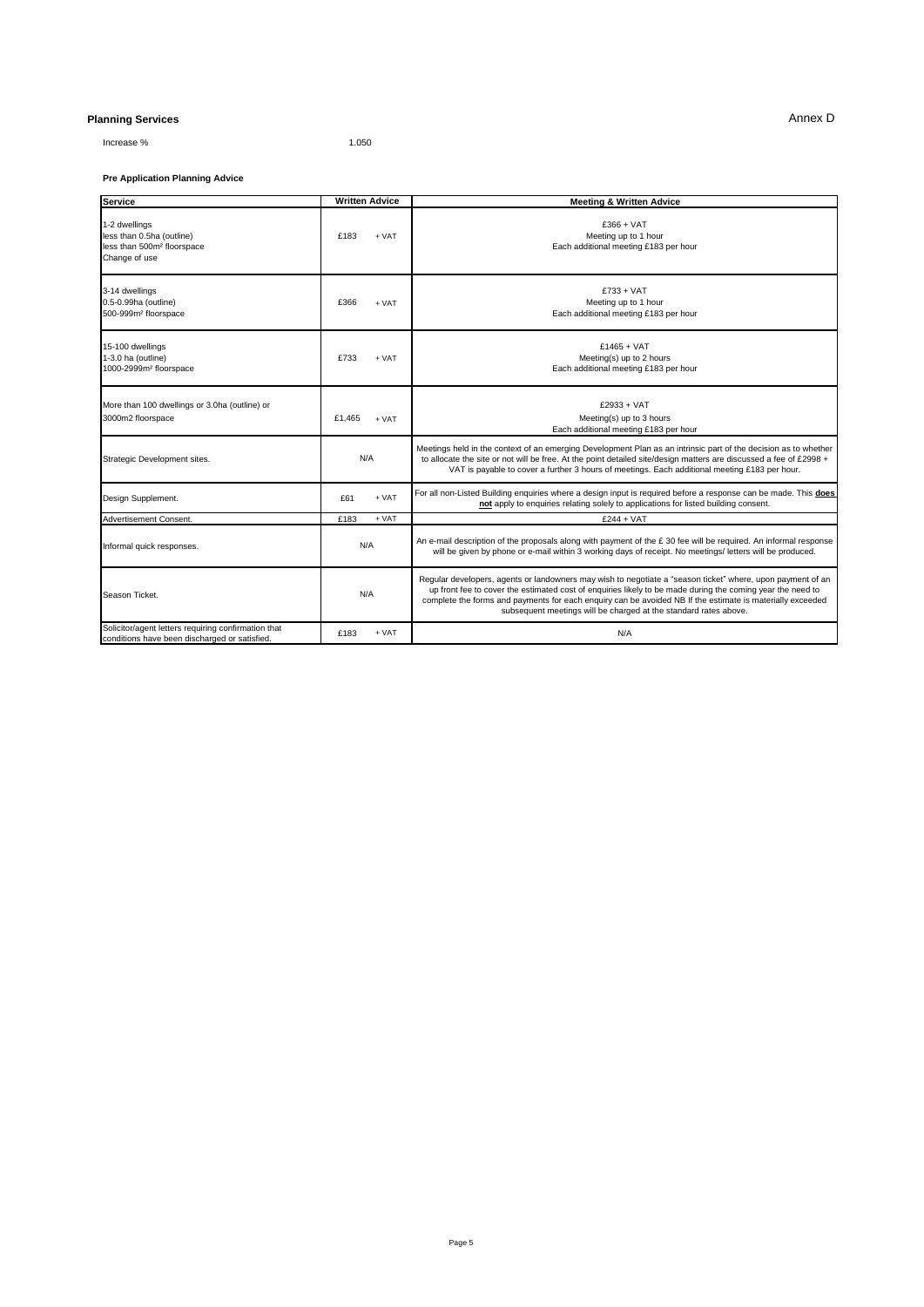**Planning Services**

Annex D

Increase % 1.050

**Pre Application Planning Advice**

| Service | Written Advice | Meeting & Written Advice |
|---|---|---|
| 1-2 dwellings<br>less than 0.5ha (outline)<br>less than 500m² floorspace<br>Change of use | £183 + VAT | £366 + VAT<br>Meeting up to 1 hour<br>Each additional meeting £183 per hour |
| 3-14 dwellings<br>0.5-0.99ha (outline)<br>500-999m² floorspace | £366 + VAT | £733 + VAT<br>Meeting up to 1 hour<br>Each additional meeting £183 per hour |
| 15-100 dwellings<br>1-3.0 ha (outline)<br>1000-2999m² floorspace | £733 + VAT | £1465 + VAT<br>Meeting(s) up to 2 hours<br>Each additional meeting £183 per hour |
| More than 100 dwellings or 3.0ha (outline) or<br>3000m2 floorspace | £1,465 + VAT | £2933 + VAT<br>Meeting(s) up to 3 hours<br>Each additional meeting £183 per hour |
| Strategic Development sites. | N/A | Meetings held in the context of an emerging Development Plan as an intrinsic part of the decision as to whether to allocate the site or not will be free. At the point detailed site/design matters are discussed a fee of £2998 + VAT is payable to cover a further 3 hours of meetings. Each additional meeting £183 per hour. |
| Design Supplement. | £61 + VAT | For all non-Listed Building enquiries where a design input is required before a response can be made. This **does not** apply to enquiries relating solely to applications for listed building consent. |
| Advertisement Consent. | £183 + VAT | £244 + VAT |
| Informal quick responses. | N/A | An e-mail description of the proposals along with payment of the £ 30 fee will be required. An informal response will be given by phone or e-mail within 3 working days of receipt. No meetings/ letters will be produced. |
| Season Ticket. | N/A | Regular developers, agents or landowners may wish to negotiate a "season ticket" where, upon payment of an up front fee to cover the estimated cost of enquiries likely to be made during the coming year the need to complete the forms and payments for each enquiry can be avoided NB If the estimate is materially exceeded subsequent meetings will be charged at the standard rates above. |
| Solicitor/agent letters requiring confirmation that conditions have been discharged or satisfied. | £183 + VAT | N/A |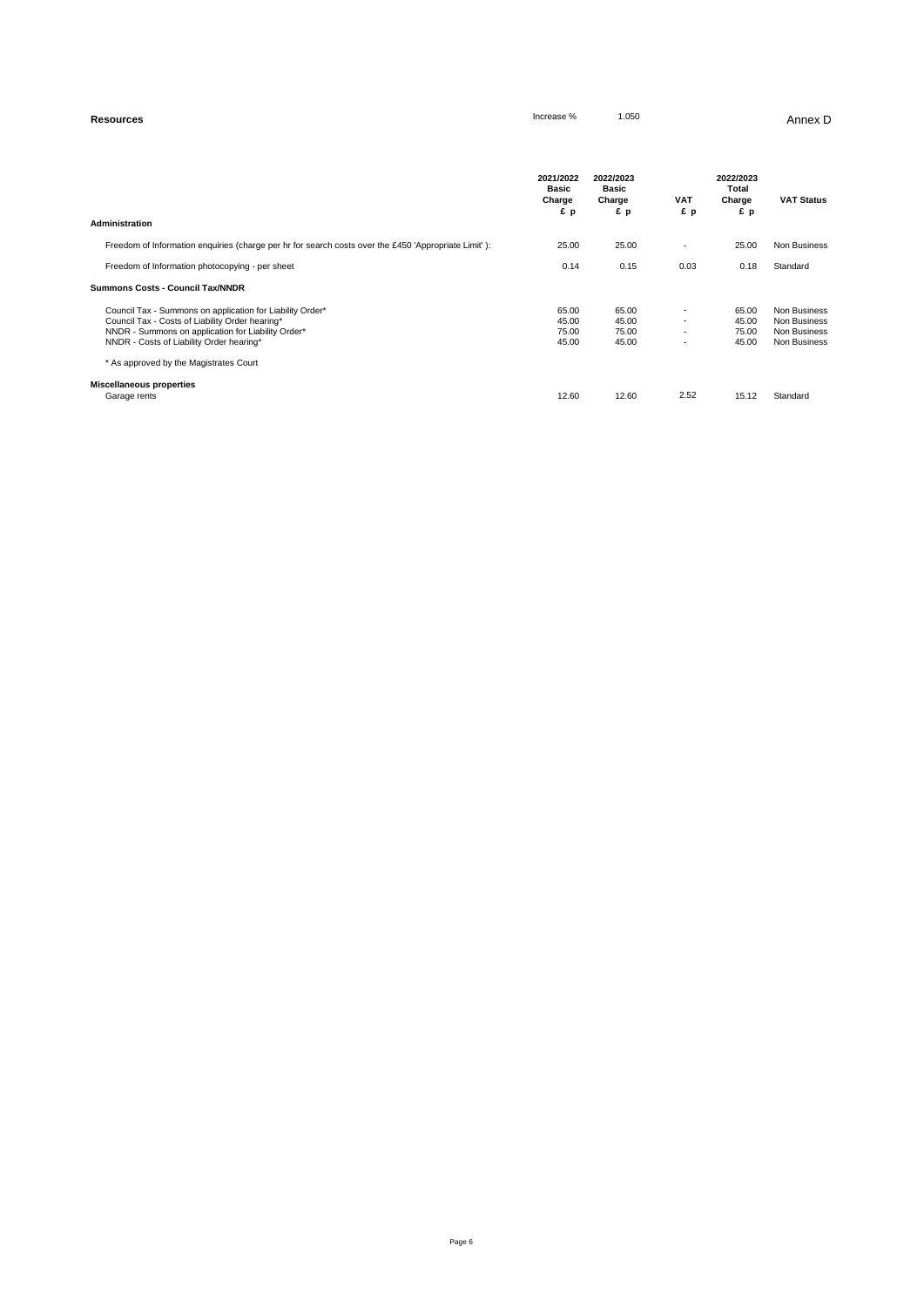**Resources** Increase % 1.050 Annex D

| | 2021/2022 Basic Charge £ p | 2022/2023 Basic Charge £ p | VAT £ p | 2022/2023 Total Charge £ p | VAT Status |
|---|---|---|---|---|---|
| **Administration** | | | | | |
| Freedom of Information enquiries (charge per hr for search costs over the £450 'Appropriate Limit' ): | 25.00 | 25.00 | - | 25.00 | Non Business |
| Freedom of Information photocopying - per sheet | 0.14 | 0.15 | 0.03 | 0.18 | Standard |
| **Summons Costs - Council Tax/NNDR** | | | | | |
| Council Tax - Summons on application for Liability Order* | 65.00 | 65.00 | - | 65.00 | Non Business |
| Council Tax - Costs of Liability Order hearing* | 45.00 | 45.00 | - | 45.00 | Non Business |
| NNDR - Summons on application for Liability Order* | 75.00 | 75.00 | - | 75.00 | Non Business |
| NNDR - Costs of Liability Order hearing* | 45.00 | 45.00 | - | 45.00 | Non Business |
| * As approved by the Magistrates Court | | | | | |
| **Miscellaneous properties** | | | | | |
| Garage rents | 12.60 | 12.60 | 2.52 | 15.12 | Standard |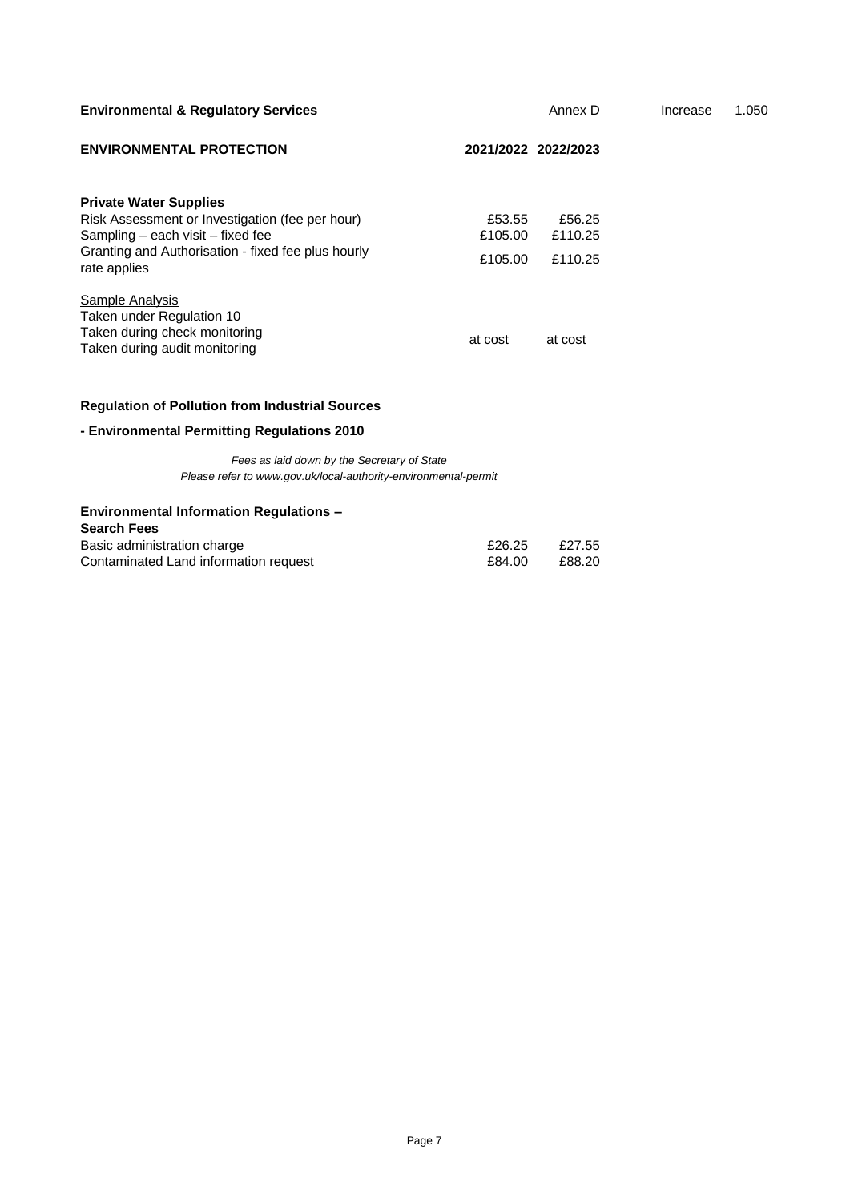**Environmental & Regulatory Services** Annex D Increase 1.050

| ENVIRONMENTAL PROTECTION | 2021/2022 | 2022/2023 |
|---|---|---|
| **Private Water Supplies** | | |
| Risk Assessment or Investigation (fee per hour) | £53.55 | £56.25 |
| Sampling – each visit – fixed fee | £105.00 | £110.25 |
| Granting and Authorisation - fixed fee plus hourly rate applies | £105.00 | £110.25 |
| Sample Analysis<br>Taken under Regulation 10<br>Taken during check monitoring<br>Taken during audit monitoring | at cost | at cost |

**Regulation of Pollution from Industrial Sources**

**- Environmental Permitting Regulations 2010**

*Fees as laid down by the Secretary of State*
*Please refer to www.gov.uk/local-authority-environmental-permit*

| Environmental Information Regulations – Search Fees | 2021/2022 | 2022/2023 |
|---|---|---|
| Basic administration charge | £26.25 | £27.55 |
| Contaminated Land information request | £84.00 | £88.20 |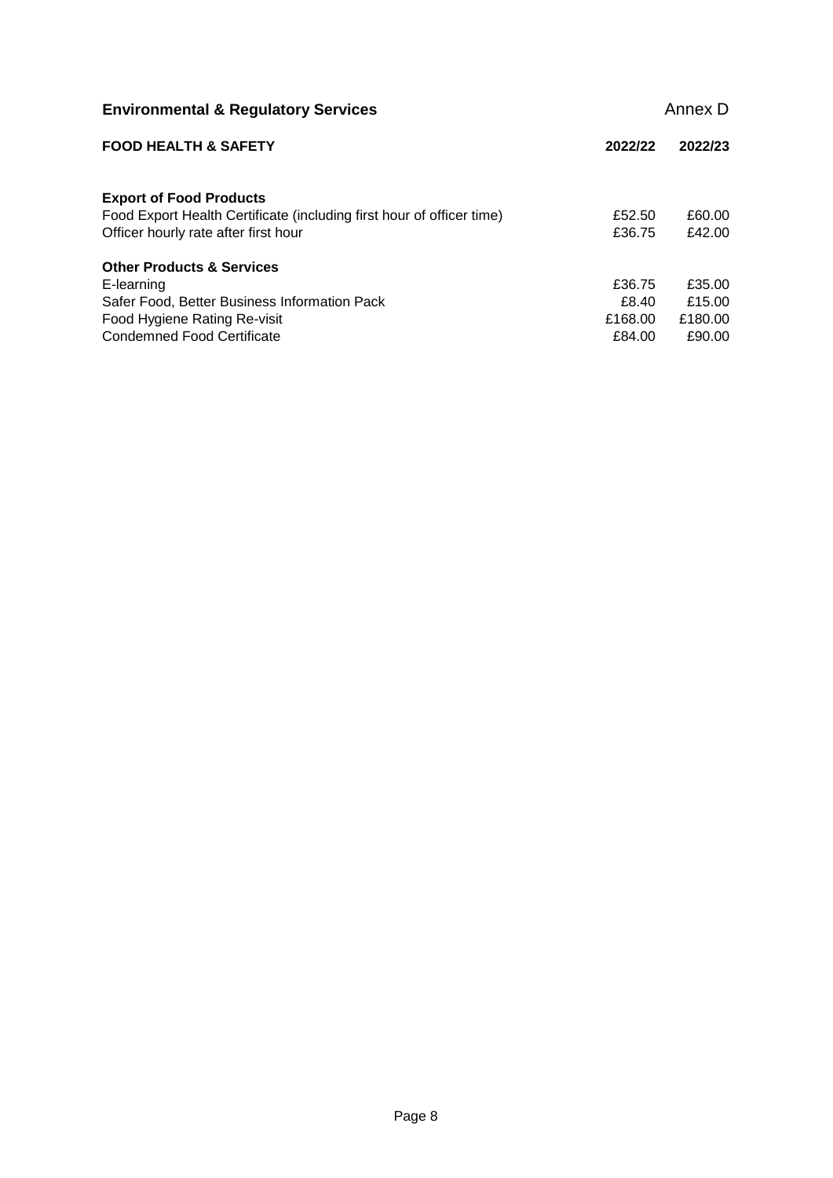## Environmental & Regulatory Services

Annex D

| FOOD HEALTH & SAFETY | 2022/22 | 2022/23 |
|---|---|---|
| **Export of Food Products** | | |
| Food Export Health Certificate (including first hour of officer time) | £52.50 | £60.00 |
| Officer hourly rate after first hour | £36.75 | £42.00 |
| **Other Products & Services** | | |
| E-learning | £36.75 | £35.00 |
| Safer Food, Better Business Information Pack | £8.40 | £15.00 |
| Food Hygiene Rating Re-visit | £168.00 | £180.00 |
| Condemned Food Certificate | £84.00 | £90.00 |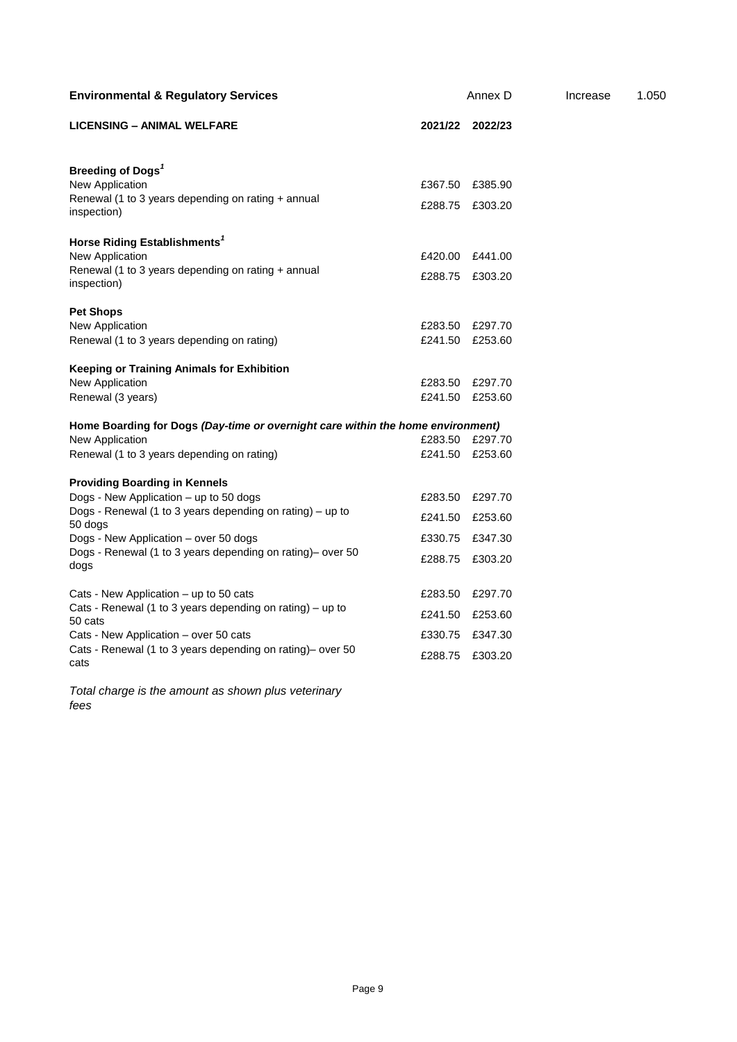**Environmental & Regulatory Services** Annex D Increase 1.050

| LICENSING – ANIMAL WELFARE | 2021/22 | 2022/23 |
|---|---|---|
| **Breeding of Dogs[1]** | | |
| New Application | £367.50 | £385.90 |
| Renewal (1 to 3 years depending on rating + annual inspection) | £288.75 | £303.20 |
| **Horse Riding Establishments[1]** | | |
| New Application | £420.00 | £441.00 |
| Renewal (1 to 3 years depending on rating + annual inspection) | £288.75 | £303.20 |
| **Pet Shops** | | |
| New Application | £283.50 | £297.70 |
| Renewal (1 to 3 years depending on rating) | £241.50 | £253.60 |
| **Keeping or Training Animals for Exhibition** | | |
| New Application | £283.50 | £297.70 |
| Renewal (3 years) | £241.50 | £253.60 |
| **Home Boarding for Dogs *(Day-time or overnight care within the home environment)*** | | |
| New Application | £283.50 | £297.70 |
| Renewal (1 to 3 years depending on rating) | £241.50 | £253.60 |
| **Providing Boarding in Kennels** | | |
| Dogs - New Application – up to 50 dogs | £283.50 | £297.70 |
| Dogs - Renewal (1 to 3 years depending on rating) – up to 50 dogs | £241.50 | £253.60 |
| Dogs - New Application – over 50 dogs | £330.75 | £347.30 |
| Dogs - Renewal (1 to 3 years depending on rating)– over 50 dogs | £288.75 | £303.20 |
| Cats - New Application – up to 50 cats | £283.50 | £297.70 |
| Cats - Renewal (1 to 3 years depending on rating) – up to 50 cats | £241.50 | £253.60 |
| Cats - New Application – over 50 cats | £330.75 | £347.30 |
| Cats - Renewal (1 to 3 years depending on rating)– over 50 cats | £288.75 | £303.20 |

*Total charge is the amount as shown plus veterinary fees*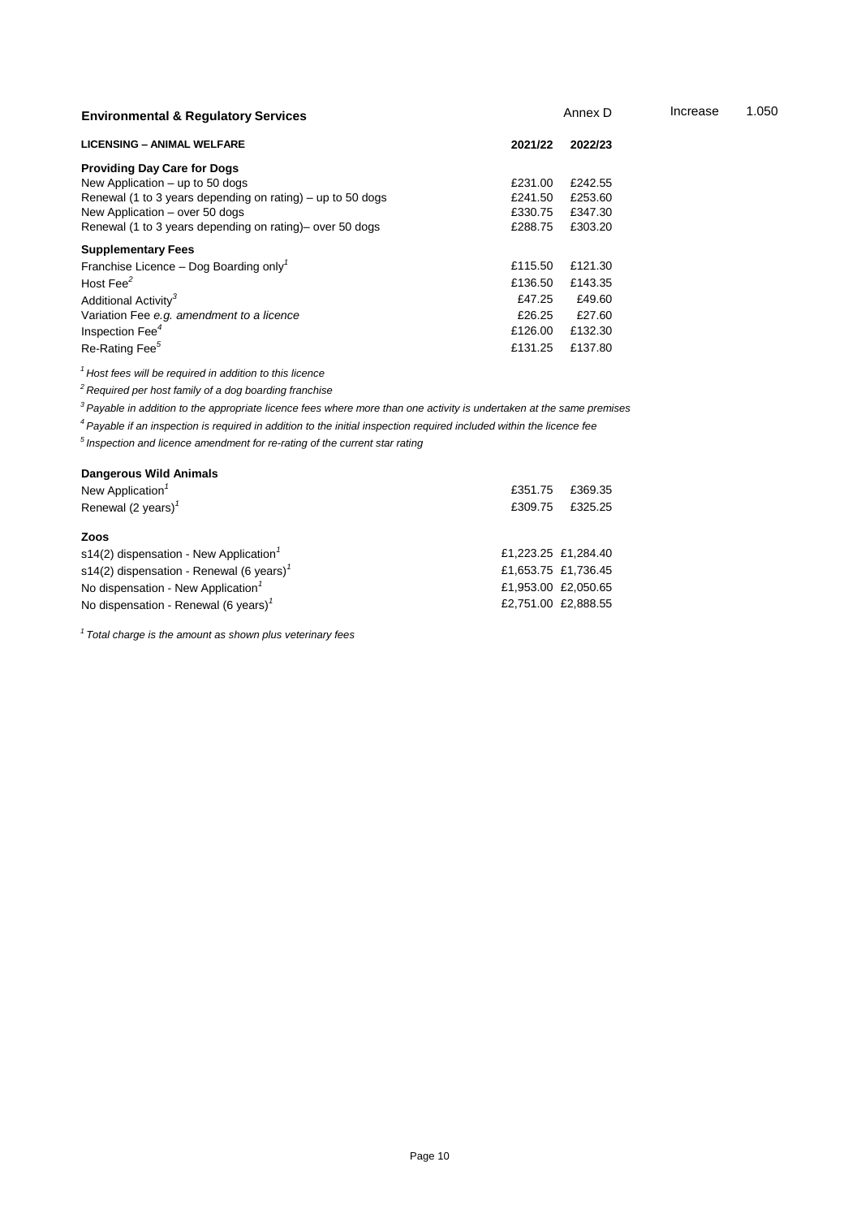## Environmental & Regulatory Services

Annex D    Increase 1.050

| LICENSING – ANIMAL WELFARE | 2021/22 | 2022/23 |
|---|---|---|
| **Providing Day Care for Dogs** | | |
| New Application – up to 50 dogs | £231.00 | £242.55 |
| Renewal (1 to 3 years depending on rating) – up to 50 dogs | £241.50 | £253.60 |
| New Application – over 50 dogs | £330.75 | £347.30 |
| Renewal (1 to 3 years depending on rating)– over 50 dogs | £288.75 | £303.20 |
| **Supplementary Fees** | | |
| Franchise Licence – Dog Boarding only[1] | £115.50 | £121.30 |
| Host Fee[2] | £136.50 | £143.35 |
| Additional Activity[3] | £47.25 | £49.60 |
| Variation Fee *e.g. amendment to a licence* | £26.25 | £27.60 |
| Inspection Fee[4] | £126.00 | £132.30 |
| Re-Rating Fee[5] | £131.25 | £137.80 |

[1] *Host fees will be required in addition to this licence*

[2] *Required per host family of a dog boarding franchise*

[3] *Payable in addition to the appropriate licence fees where more than one activity is undertaken at the same premises*

[4] *Payable if an inspection is required in addition to the initial inspection required included within the licence fee*

[5] *Inspection and licence amendment for re-rating of the current star rating*

| | 2021/22 | 2022/23 |
|---|---|---|
| **Dangerous Wild Animals** | | |
| New Application[1] | £351.75 | £369.35 |
| Renewal (2 years)[1] | £309.75 | £325.25 |
| **Zoos** | | |
| s14(2) dispensation - New Application[1] | £1,223.25 | £1,284.40 |
| s14(2) dispensation - Renewal (6 years)[1] | £1,653.75 | £1,736.45 |
| No dispensation - New Application[1] | £1,953.00 | £2,050.65 |
| No dispensation - Renewal (6 years)[1] | £2,751.00 | £2,888.55 |

[1] *Total charge is the amount as shown plus veterinary fees*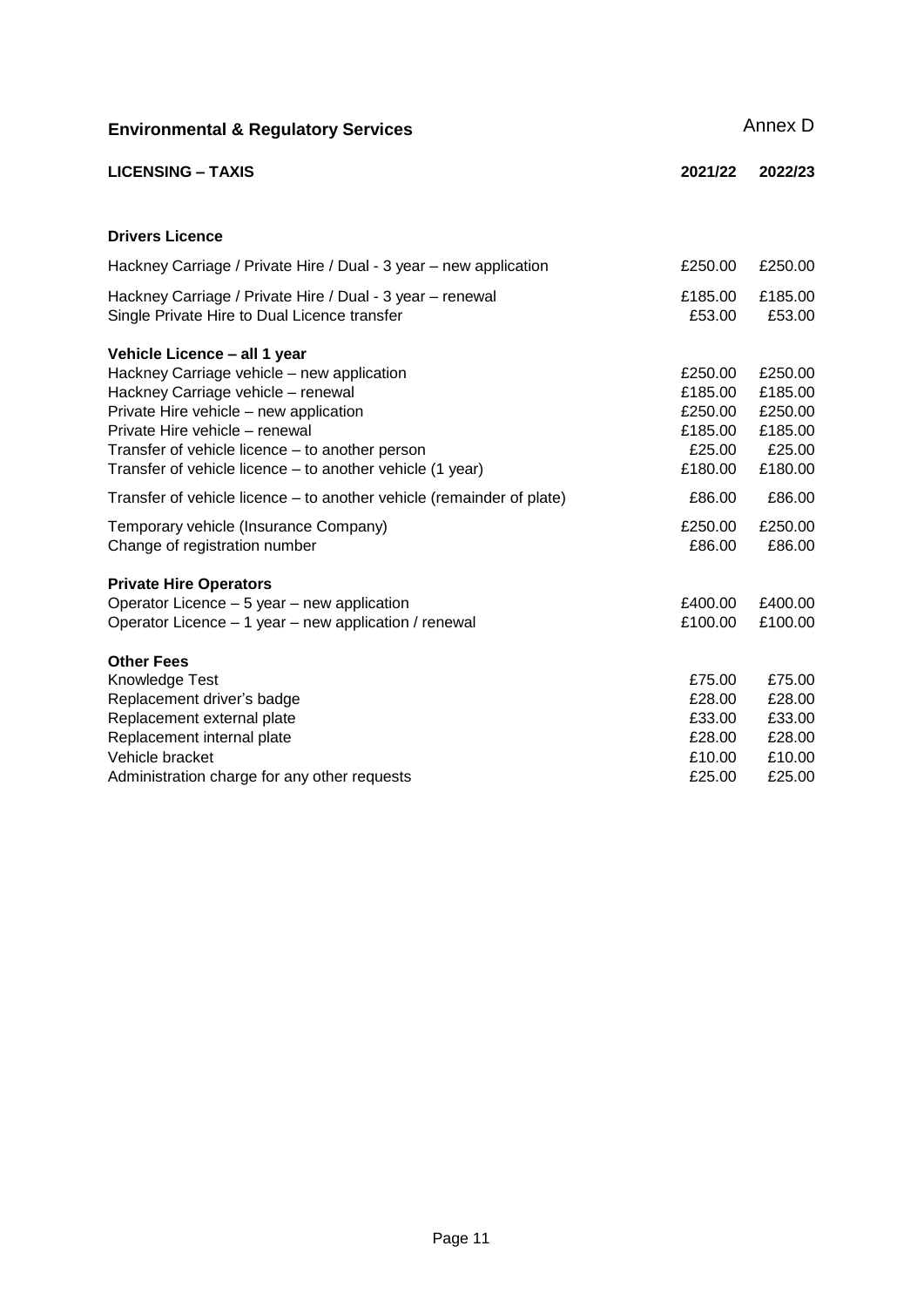## Environmental & Regulatory Services

Annex D

| LICENSING – TAXIS | 2021/22 | 2022/23 |
| --- | --- | --- |
| **Drivers Licence** | | |
| Hackney Carriage / Private Hire / Dual - 3 year – new application | £250.00 | £250.00 |
| Hackney Carriage / Private Hire / Dual - 3 year – renewal | £185.00 | £185.00 |
| Single Private Hire to Dual Licence transfer | £53.00 | £53.00 |
| **Vehicle Licence – all 1 year** | | |
| Hackney Carriage vehicle – new application | £250.00 | £250.00 |
| Hackney Carriage vehicle – renewal | £185.00 | £185.00 |
| Private Hire vehicle – new application | £250.00 | £250.00 |
| Private Hire vehicle – renewal | £185.00 | £185.00 |
| Transfer of vehicle licence – to another person | £25.00 | £25.00 |
| Transfer of vehicle licence – to another vehicle (1 year) | £180.00 | £180.00 |
| Transfer of vehicle licence – to another vehicle (remainder of plate) | £86.00 | £86.00 |
| Temporary vehicle (Insurance Company) | £250.00 | £250.00 |
| Change of registration number | £86.00 | £86.00 |
| **Private Hire Operators** | | |
| Operator Licence – 5 year – new application | £400.00 | £400.00 |
| Operator Licence – 1 year – new application / renewal | £100.00 | £100.00 |
| **Other Fees** | | |
| Knowledge Test | £75.00 | £75.00 |
| Replacement driver's badge | £28.00 | £28.00 |
| Replacement external plate | £33.00 | £33.00 |
| Replacement internal plate | £28.00 | £28.00 |
| Vehicle bracket | £10.00 | £10.00 |
| Administration charge for any other requests | £25.00 | £25.00 |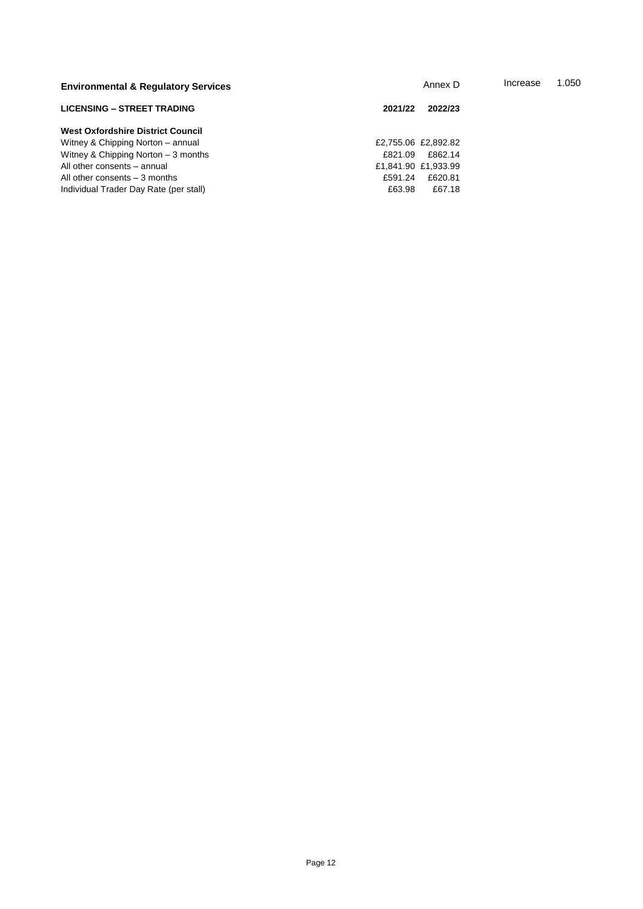**Environmental & Regulatory Services** Annex D Increase 1.050

| LICENSING – STREET TRADING | 2021/22 | 2022/23 |
|---|---|---|
| **West Oxfordshire District Council** | | |
| Witney & Chipping Norton – annual | £2,755.06 | £2,892.82 |
| Witney & Chipping Norton – 3 months | £821.09 | £862.14 |
| All other consents – annual | £1,841.90 | £1,933.99 |
| All other consents – 3 months | £591.24 | £620.81 |
| Individual Trader Day Rate (per stall) | £63.98 | £67.18 |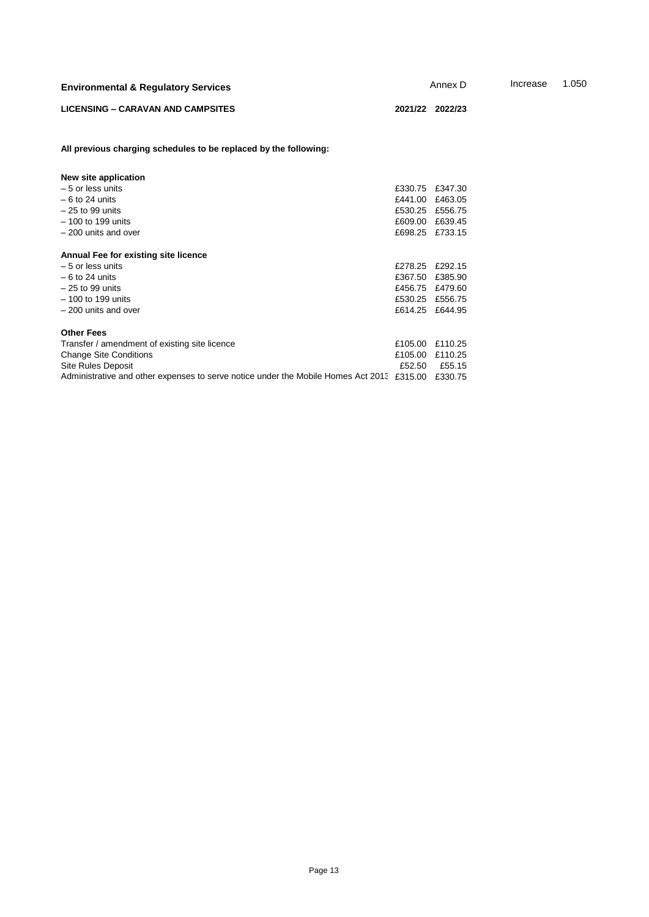## Environmental & Regulatory Services

Annex D

Increase 1.050

| LICENSING – CARAVAN AND CAMPSITES | 2021/22 | 2022/23 |
| --- | --- | --- |
| **All previous charging schedules to be replaced by the following:** | | |
| **New site application** | | |
| – 5 or less units | £330.75 | £347.30 |
| – 6 to 24 units | £441.00 | £463.05 |
| – 25 to 99 units | £530.25 | £556.75 |
| – 100 to 199 units | £609.00 | £639.45 |
| – 200 units and over | £698.25 | £733.15 |
| **Annual Fee for existing site licence** | | |
| – 5 or less units | £278.25 | £292.15 |
| – 6 to 24 units | £367.50 | £385.90 |
| – 25 to 99 units | £456.75 | £479.60 |
| – 100 to 199 units | £530.25 | £556.75 |
| – 200 units and over | £614.25 | £644.95 |
| **Other Fees** | | |
| Transfer / amendment of existing site licence | £105.00 | £110.25 |
| Change Site Conditions | £105.00 | £110.25 |
| Site Rules Deposit | £52.50 | £55.15 |
| Administrative and other expenses to serve notice under the Mobile Homes Act 2013 | £315.00 | £330.75 |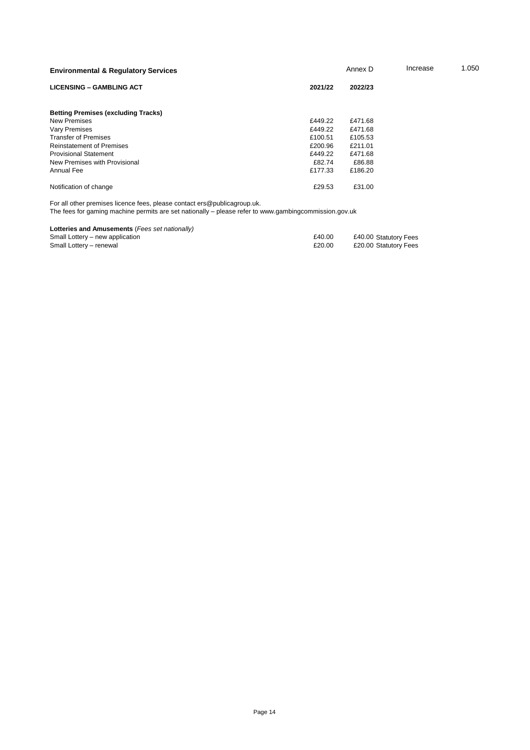## Environmental & Regulatory Services

Annex D Increase 1.050

| LICENSING – GAMBLING ACT | 2021/22 | 2022/23 | |
|---|---|---|---|
| **Betting Premises (excluding Tracks)** | | | |
| New Premises | £449.22 | £471.68 | |
| Vary Premises | £449.22 | £471.68 | |
| Transfer of Premises | £100.51 | £105.53 | |
| Reinstatement of Premises | £200.96 | £211.01 | |
| Provisional Statement | £449.22 | £471.68 | |
| New Premises with Provisional | £82.74 | £86.88 | |
| Annual Fee | £177.33 | £186.20 | |
| Notification of change | £29.53 | £31.00 | |

For all other premises licence fees, please contact ers@publicagroup.uk.
The fees for gaming machine permits are set nationally – please refer to www.gamblingcommission.gov.uk

| **Lotteries and Amusements** (*Fees set nationally)* | | | |
|---|---|---|---|
| Small Lottery – new application | £40.00 | £40.00 | Statutory Fees |
| Small Lottery – renewal | £20.00 | £20.00 | Statutory Fees |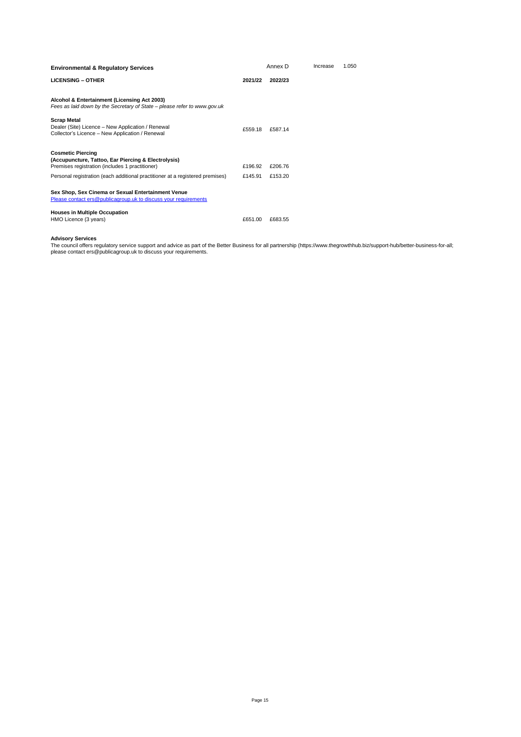## Environmental & Regulatory Services

Annex D  Increase 1.050

| LICENSING – OTHER | 2021/22 | 2022/23 |
|---|---|---|
| **Alcohol & Entertainment (Licensing Act 2003)** | | |
| *Fees as laid down by the Secretary of State – please refer to www.gov.uk* | | |
| **Scrap Metal** | | |
| Dealer (Site) Licence – New Application / Renewal<br>Collector's Licence – New Application / Renewal | £559.18 | £587.14 |
| **Cosmetic Piercing** | | |
| **(Accupuncture, Tattoo, Ear Piercing & Electrolysis)** | | |
| Premises registration (includes 1 practitioner) | £196.92 | £206.76 |
| Personal registration (each additional practitioner at a registered premises) | £145.91 | £153.20 |
| **Sex Shop, Sex Cinema or Sexual Entertainment Venue** | | |
| Please contact ers@publicagroup.uk to discuss your requirements | | |
| **Houses in Multiple Occupation** | | |
| HMO Licence (3 years) | £651.00 | £683.55 |

**Advisory Services**

The council offers regulatory service support and advice as part of the Better Business for all partnership (https://www.thegrowthhub.biz/support-hub/better-business-for-all; please contact ers@publicagroup.uk to discuss your requirements.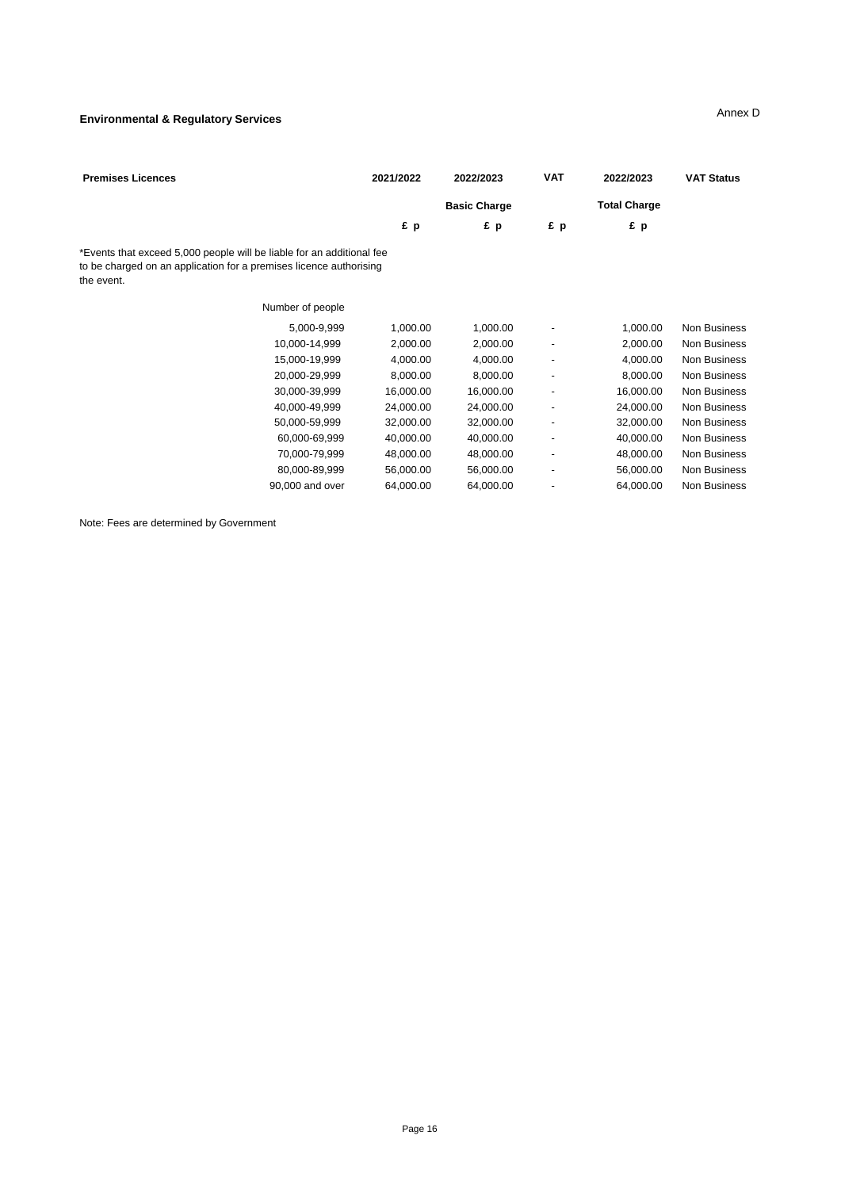**Environmental & Regulatory Services**

Annex D

| Premises Licences | 2021/2022 | 2022/2023 | VAT | 2022/2023 | VAT Status |
|---|---|---|---|---|---|
| | | Basic Charge | | Total Charge | |
| | £ p | £ p | £ p | £ p | |
| *Events that exceed 5,000 people will be liable for an additional fee to be charged on an application for a premises licence authorising the event. | | | | | |
| Number of people | | | | | |
| 5,000-9,999 | 1,000.00 | 1,000.00 | - | 1,000.00 | Non Business |
| 10,000-14,999 | 2,000.00 | 2,000.00 | - | 2,000.00 | Non Business |
| 15,000-19,999 | 4,000.00 | 4,000.00 | - | 4,000.00 | Non Business |
| 20,000-29,999 | 8,000.00 | 8,000.00 | - | 8,000.00 | Non Business |
| 30,000-39,999 | 16,000.00 | 16,000.00 | - | 16,000.00 | Non Business |
| 40,000-49,999 | 24,000.00 | 24,000.00 | - | 24,000.00 | Non Business |
| 50,000-59,999 | 32,000.00 | 32,000.00 | - | 32,000.00 | Non Business |
| 60,000-69,999 | 40,000.00 | 40,000.00 | - | 40,000.00 | Non Business |
| 70,000-79,999 | 48,000.00 | 48,000.00 | - | 48,000.00 | Non Business |
| 80,000-89,999 | 56,000.00 | 56,000.00 | - | 56,000.00 | Non Business |
| 90,000 and over | 64,000.00 | 64,000.00 | - | 64,000.00 | Non Business |

Note: Fees are determined by Government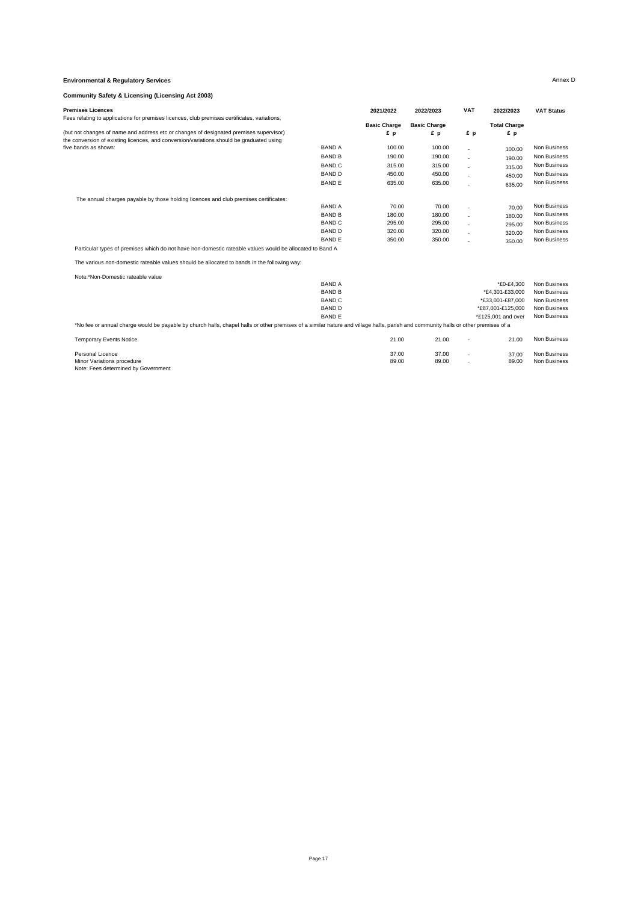**Environmental & Regulatory Services** Annex D

**Community Safety & Licensing (Licensing Act 2003)**

| **Premises Licences** | | **2021/2022** | **2022/2023** | **VAT** | **2022/2023** | **VAT Status** |
|---|---|---|---|---|---|---|
| Fees relating to applications for premises licences, club premises certificates, variations, | | **Basic Charge** | **Basic Charge** | | **Total Charge** | |
| (but not changes of name and address etc or changes of designated premises supervisor) the conversion of existing licences, and conversion/variations should be graduated using five bands as shown: | | **£ p** | **£ p** | **£ p** | **£ p** | |
| | BAND A | 100.00 | 100.00 | - | 100.00 | Non Business |
| | BAND B | 190.00 | 190.00 | - | 190.00 | Non Business |
| | BAND C | 315.00 | 315.00 | - | 315.00 | Non Business |
| | BAND D | 450.00 | 450.00 | - | 450.00 | Non Business |
| | BAND E | 635.00 | 635.00 | - | 635.00 | Non Business |
| The annual charges payable by those holding licences and club premises certificates: | | | | | | |
| | BAND A | 70.00 | 70.00 | - | 70.00 | Non Business |
| | BAND B | 180.00 | 180.00 | - | 180.00 | Non Business |
| | BAND C | 295.00 | 295.00 | - | 295.00 | Non Business |
| | BAND D | 320.00 | 320.00 | - | 320.00 | Non Business |
| | BAND E | 350.00 | 350.00 | - | 350.00 | Non Business |

Particular types of premises which do not have non-domestic rateable values would be allocated to Band A

The various non-domestic rateable values should be allocated to bands in the following way:

Note:*Non-Domestic rateable value

| | | | |
|---|---|---|---|
| BAND A | | *£0-£4,300 | Non Business |
| BAND B | | *£4,301-£33,000 | Non Business |
| BAND C | | *£33,001-£87,000 | Non Business |
| BAND D | | *£87,001-£125,000 | Non Business |
| BAND E | | *£125,001 and over | Non Business |

*No fee or annual charge would be payable by church halls, chapel halls or other premises of a similar nature and village halls, parish and community halls or other premises of a

| | 2021/2022 | 2022/2023 | VAT | 2022/2023 | VAT Status |
|---|---|---|---|---|---|
| Temporary Events Notice | 21.00 | 21.00 | - | 21.00 | Non Business |
| Personal Licence | 37.00 | 37.00 | - | 37.00 | Non Business |
| Minor Variations procedure | 89.00 | 89.00 | - | 89.00 | Non Business |

Note: Fees determined by Government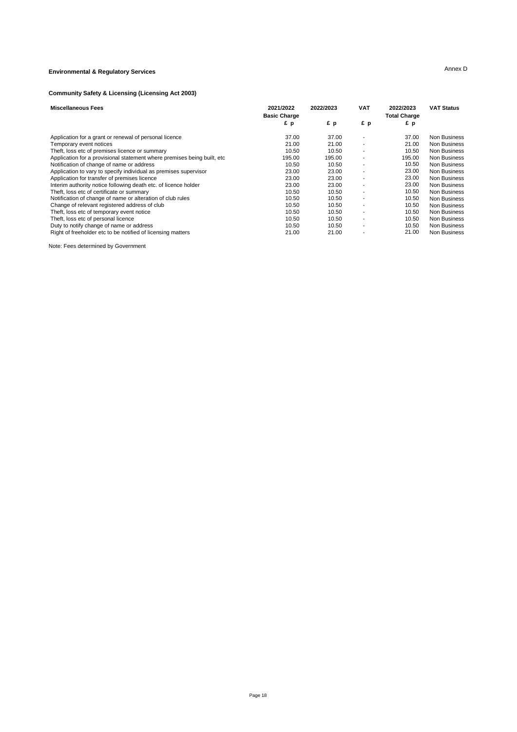## Environmental & Regulatory Services

Annex D

### Community Safety & Licensing (Licensing Act 2003)

| Miscellaneous Fees | 2021/2022 Basic Charge | 2022/2023 | VAT | 2022/2023 Total Charge | VAT Status |
|---|---|---|---|---|---|
| | £ p | £ p | £ p | £ p | |
| Application for a grant or renewal of personal licence | 37.00 | 37.00 | - | 37.00 | Non Business |
| Temporary event notices | 21.00 | 21.00 | - | 21.00 | Non Business |
| Theft, loss etc of premises licence or summary | 10.50 | 10.50 | - | 10.50 | Non Business |
| Application for a provisional statement where premises being built, etc | 195.00 | 195.00 | - | 195.00 | Non Business |
| Notification of change of name or address | 10.50 | 10.50 | - | 10.50 | Non Business |
| Application to vary to specify individual as premises supervisor | 23.00 | 23.00 | - | 23.00 | Non Business |
| Application for transfer of premises licence | 23.00 | 23.00 | - | 23.00 | Non Business |
| Interim authority notice following death etc. of licence holder | 23.00 | 23.00 | - | 23.00 | Non Business |
| Theft, loss etc of certificate or summary | 10.50 | 10.50 | - | 10.50 | Non Business |
| Notification of change of name or alteration of club rules | 10.50 | 10.50 | - | 10.50 | Non Business |
| Change of relevant registered address of club | 10.50 | 10.50 | - | 10.50 | Non Business |
| Theft, loss etc of temporary event notice | 10.50 | 10.50 | - | 10.50 | Non Business |
| Theft, loss etc of personal licence | 10.50 | 10.50 | - | 10.50 | Non Business |
| Duty to notify change of name or address | 10.50 | 10.50 | - | 10.50 | Non Business |
| Right of freeholder etc to be notified of licensing matters | 21.00 | 21.00 | - | 21.00 | Non Business |

Note: Fees determined by Government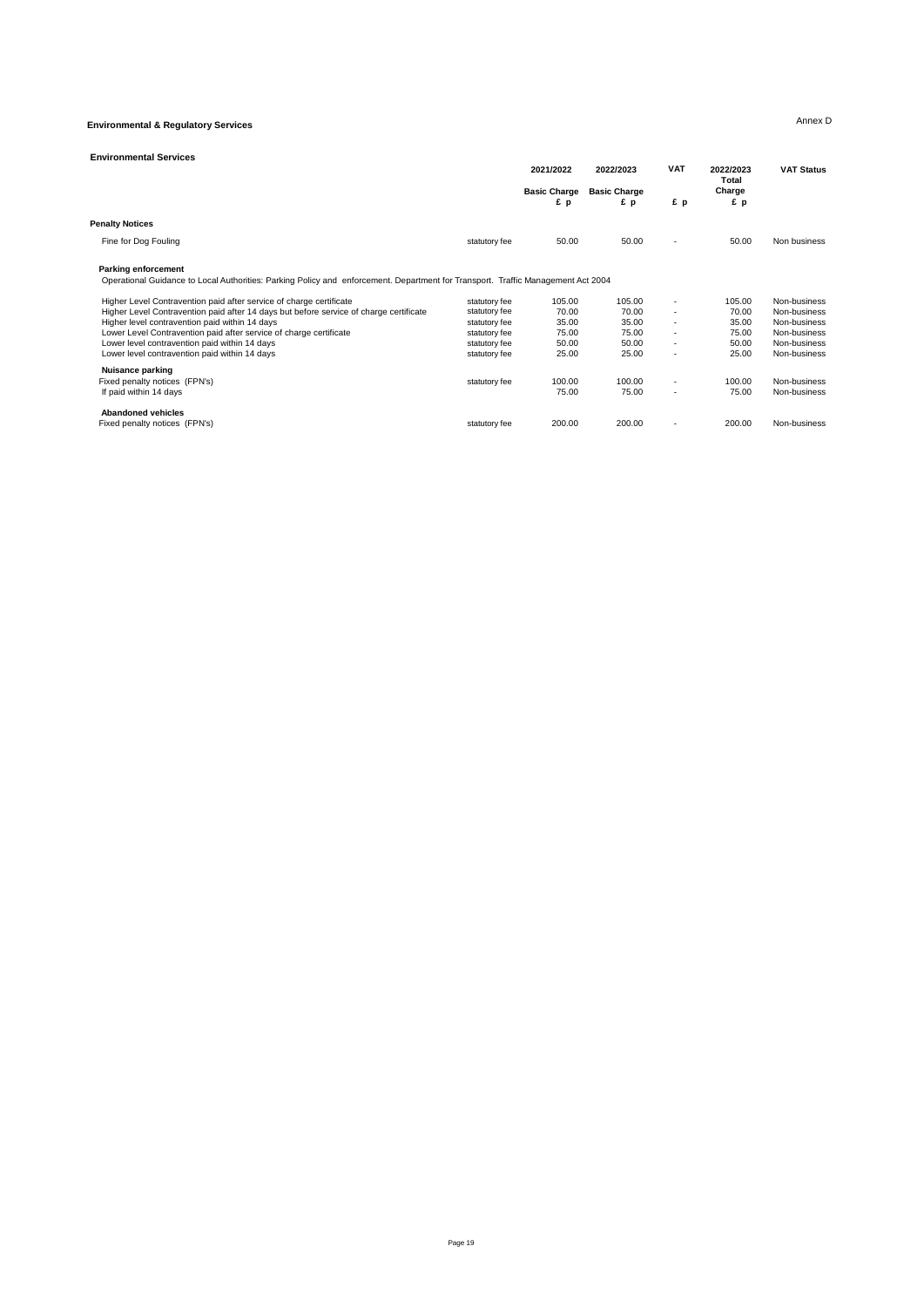## Environmental & Regulatory Services

Annex D

### Environmental Services

| | | 2021/2022 | 2022/2023 | VAT | 2022/2023 Total | VAT Status |
|---|---|---|---|---|---|---|
| | | Basic Charge | Basic Charge | | Charge | |
| | | £ p | £ p | £ p | £ p | |
| **Penalty Notices** | | | | | | |
| Fine for Dog Fouling | statutory fee | 50.00 | 50.00 | - | 50.00 | Non business |
| **Parking enforcement** | | | | | | |
| Operational Guidance to Local Authorities: Parking Policy and enforcement. Department for Transport. Traffic Management Act 2004 | | | | | | |
| Higher Level Contravention paid after service of charge certificate | statutory fee | 105.00 | 105.00 | - | 105.00 | Non-business |
| Higher Level Contravention paid after 14 days but before service of charge certificate | statutory fee | 70.00 | 70.00 | - | 70.00 | Non-business |
| Higher level contravention paid within 14 days | statutory fee | 35.00 | 35.00 | - | 35.00 | Non-business |
| Lower Level Contravention paid after service of charge certificate | statutory fee | 75.00 | 75.00 | - | 75.00 | Non-business |
| Lower level contravention paid within 14 days | statutory fee | 50.00 | 50.00 | - | 50.00 | Non-business |
| Lower level contravention paid within 14 days | statutory fee | 25.00 | 25.00 | - | 25.00 | Non-business |
| **Nuisance parking** | | | | | | |
| Fixed penalty notices (FPN's) | statutory fee | 100.00 | 100.00 | - | 100.00 | Non-business |
| If paid within 14 days | | 75.00 | 75.00 | - | 75.00 | Non-business |
| **Abandoned vehicles** | | | | | | |
| Fixed penalty notices (FPN's) | statutory fee | 200.00 | 200.00 | - | 200.00 | Non-business |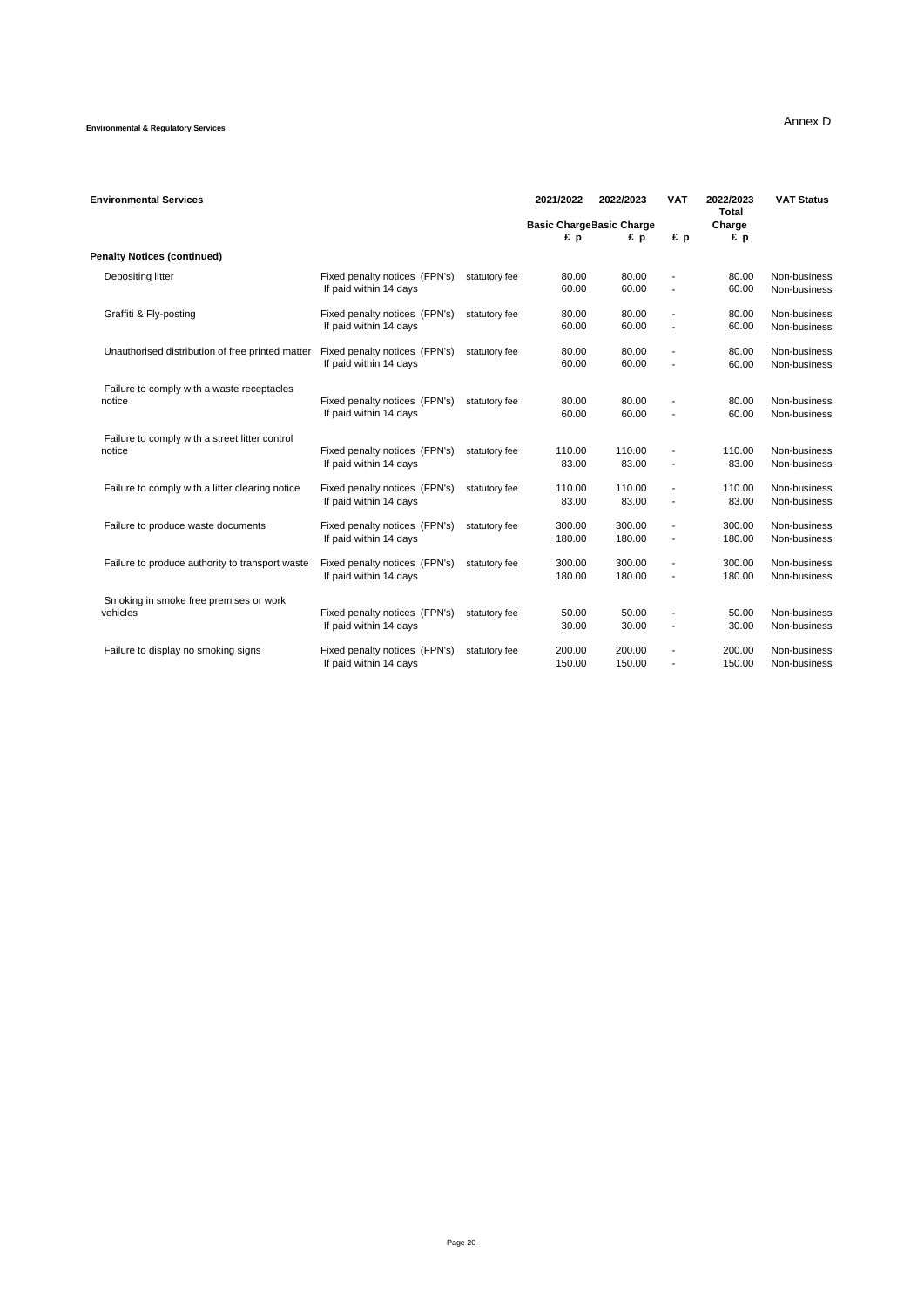**Environmental & Regulatory Services**

Annex D

| Environmental Services | | | 2021/2022 | 2022/2023 | VAT | 2022/2023 Total | VAT Status |
|---|---|---|---|---|---|---|---|
| | | | Basic Charge | Basic Charge | | Charge | |
| | | | £ p | £ p | £ p | £ p | |
| **Penalty Notices (continued)** | | | | | | | |
| Depositing litter | Fixed penalty notices (FPN's) | statutory fee | 80.00 | 80.00 | - | 80.00 | Non-business |
| | If paid within 14 days | | 60.00 | 60.00 | - | 60.00 | Non-business |
| Graffiti & Fly-posting | Fixed penalty notices (FPN's) | statutory fee | 80.00 | 80.00 | - | 80.00 | Non-business |
| | If paid within 14 days | | 60.00 | 60.00 | - | 60.00 | Non-business |
| Unauthorised distribution of free printed matter | Fixed penalty notices (FPN's) | statutory fee | 80.00 | 80.00 | - | 80.00 | Non-business |
| | If paid within 14 days | | 60.00 | 60.00 | - | 60.00 | Non-business |
| Failure to comply with a waste receptacles notice | Fixed penalty notices (FPN's) | statutory fee | 80.00 | 80.00 | - | 80.00 | Non-business |
| | If paid within 14 days | | 60.00 | 60.00 | - | 60.00 | Non-business |
| Failure to comply with a street litter control notice | Fixed penalty notices (FPN's) | statutory fee | 110.00 | 110.00 | - | 110.00 | Non-business |
| | If paid within 14 days | | 83.00 | 83.00 | - | 83.00 | Non-business |
| Failure to comply with a litter clearing notice | Fixed penalty notices (FPN's) | statutory fee | 110.00 | 110.00 | - | 110.00 | Non-business |
| | If paid within 14 days | | 83.00 | 83.00 | - | 83.00 | Non-business |
| Failure to produce waste documents | Fixed penalty notices (FPN's) | statutory fee | 300.00 | 300.00 | - | 300.00 | Non-business |
| | If paid within 14 days | | 180.00 | 180.00 | - | 180.00 | Non-business |
| Failure to produce authority to transport waste | Fixed penalty notices (FPN's) | statutory fee | 300.00 | 300.00 | - | 300.00 | Non-business |
| | If paid within 14 days | | 180.00 | 180.00 | - | 180.00 | Non-business |
| Smoking in smoke free premises or work vehicles | Fixed penalty notices (FPN's) | statutory fee | 50.00 | 50.00 | - | 50.00 | Non-business |
| | If paid within 14 days | | 30.00 | 30.00 | - | 30.00 | Non-business |
| Failure to display no smoking signs | Fixed penalty notices (FPN's) | statutory fee | 200.00 | 200.00 | - | 200.00 | Non-business |
| | If paid within 14 days | | 150.00 | 150.00 | - | 150.00 | Non-business |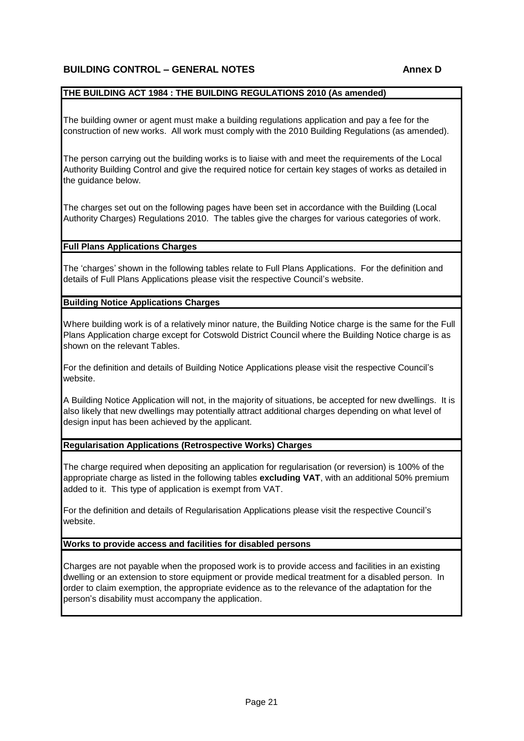## BUILDING CONTROL – GENERAL NOTES

**Annex D**

### THE BUILDING ACT 1984 : THE BUILDING REGULATIONS 2010 (As amended)

The building owner or agent must make a building regulations application and pay a fee for the construction of new works. All work must comply with the 2010 Building Regulations (as amended).

The person carrying out the building works is to liaise with and meet the requirements of the Local Authority Building Control and give the required notice for certain key stages of works as detailed in the guidance below.

The charges set out on the following pages have been set in accordance with the Building (Local Authority Charges) Regulations 2010. The tables give the charges for various categories of work.

### Full Plans Applications Charges

The 'charges' shown in the following tables relate to Full Plans Applications. For the definition and details of Full Plans Applications please visit the respective Council's website.

### Building Notice Applications Charges

Where building work is of a relatively minor nature, the Building Notice charge is the same for the Full Plans Application charge except for Cotswold District Council where the Building Notice charge is as shown on the relevant Tables.

For the definition and details of Building Notice Applications please visit the respective Council's website.

A Building Notice Application will not, in the majority of situations, be accepted for new dwellings. It is also likely that new dwellings may potentially attract additional charges depending on what level of design input has been achieved by the applicant.

### Regularisation Applications (Retrospective Works) Charges

The charge required when depositing an application for regularisation (or reversion) is 100% of the appropriate charge as listed in the following tables **excluding VAT**, with an additional 50% premium added to it. This type of application is exempt from VAT.

For the definition and details of Regularisation Applications please visit the respective Council's website.

### Works to provide access and facilities for disabled persons

Charges are not payable when the proposed work is to provide access and facilities in an existing dwelling or an extension to store equipment or provide medical treatment for a disabled person. In order to claim exemption, the appropriate evidence as to the relevance of the adaptation for the person's disability must accompany the application.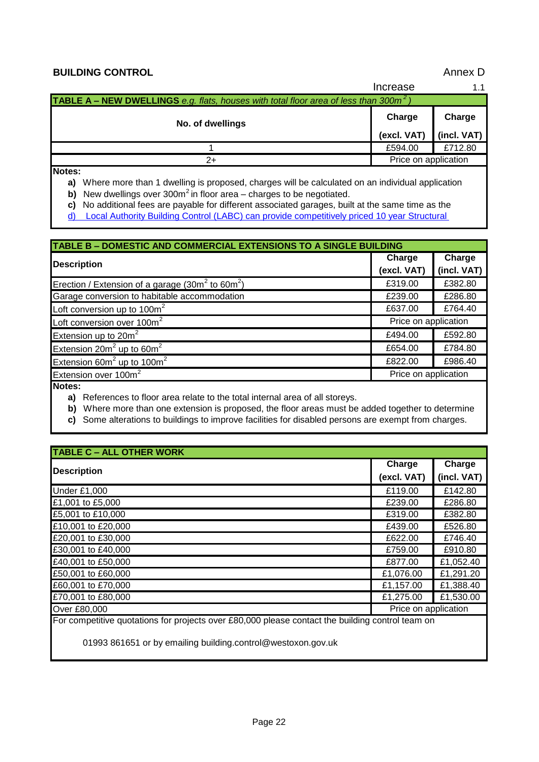**BUILDING CONTROL**

Annex D

Increase 1.1

**TABLE A – NEW DWELLINGS** *e.g. flats, houses with total floor area of less than 300m$^2$ )*

| No. of dwellings | Charge (excl. VAT) | Charge (incl. VAT) |
|---|---|---|
| 1 | £594.00 | £712.80 |
| 2+ | Price on application | |

**Notes:**

- **a)** Where more than 1 dwelling is proposed, charges will be calculated on an individual application
- **b)** New dwellings over 300m$^2$ in floor area – charges to be negotiated.
- **c)** No additional fees are payable for different associated garages, built at the same time as the
- d) Local Authority Building Control (LABC) can provide competitively priced 10 year Structural

**TABLE B – DOMESTIC AND COMMERCIAL EXTENSIONS TO A SINGLE BUILDING**

| Description | Charge (excl. VAT) | Charge (incl. VAT) |
|---|---|---|
| Erection / Extension of a garage (30m$^2$ to 60m$^2$) | £319.00 | £382.80 |
| Garage conversion to habitable accommodation | £239.00 | £286.80 |
| Loft conversion up to 100m$^2$ | £637.00 | £764.40 |
| Loft conversion over 100m$^2$ | Price on application | |
| Extension up to 20m$^2$ | £494.00 | £592.80 |
| Extension 20m$^2$ up to 60m$^2$ | £654.00 | £784.80 |
| Extension 60m$^2$ up to 100m$^2$ | £822.00 | £986.40 |
| Extension over 100m$^2$ | Price on application | |

**Notes:**

- **a)** References to floor area relate to the total internal area of all storeys.
- **b)** Where more than one extension is proposed, the floor areas must be added together to determine
- **c)** Some alterations to buildings to improve facilities for disabled persons are exempt from charges.

**TABLE C – ALL OTHER WORK**

| Description | Charge (excl. VAT) | Charge (incl. VAT) |
|---|---|---|
| Under £1,000 | £119.00 | £142.80 |
| £1,001 to £5,000 | £239.00 | £286.80 |
| £5,001 to £10,000 | £319.00 | £382.80 |
| £10,001 to £20,000 | £439.00 | £526.80 |
| £20,001 to £30,000 | £622.00 | £746.40 |
| £30,001 to £40,000 | £759.00 | £910.80 |
| £40,001 to £50,000 | £877.00 | £1,052.40 |
| £50,001 to £60,000 | £1,076.00 | £1,291.20 |
| £60,001 to £70,000 | £1,157.00 | £1,388.40 |
| £70,001 to £80,000 | £1,275.00 | £1,530.00 |
| Over £80,000 | Price on application | |

For competitive quotations for projects over £80,000 please contact the building control team on

01993 861651 or by emailing building.control@westoxon.gov.uk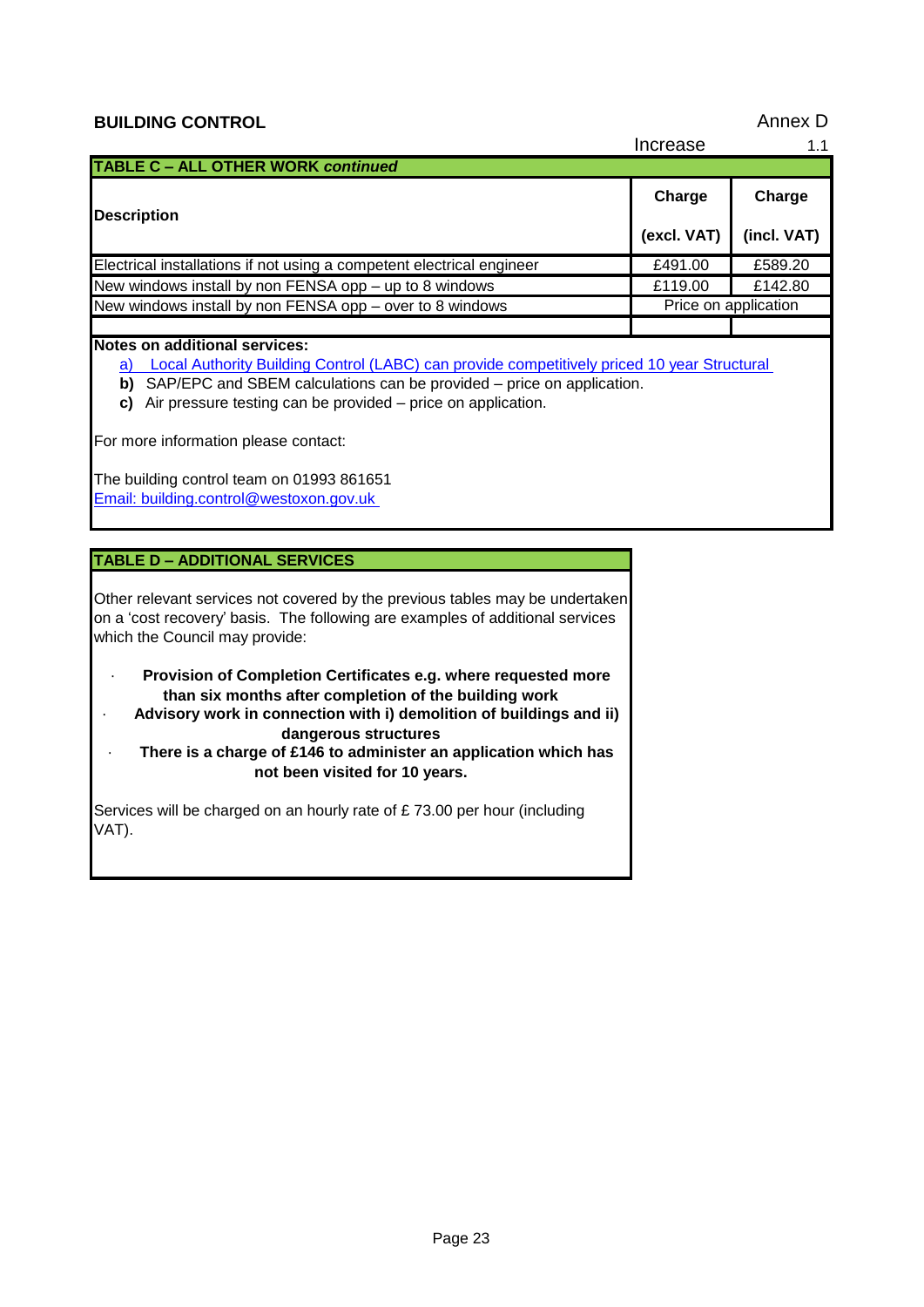**BUILDING CONTROL**

Annex D

Increase 1.1

**TABLE C – ALL OTHER WORK *continued***

| Description | Charge (excl. VAT) | Charge (incl. VAT) |
|---|---|---|
| Electrical installations if not using a competent electrical engineer | £491.00 | £589.20 |
| New windows install by non FENSA opp – up to 8 windows | £119.00 | £142.80 |
| New windows install by non FENSA opp – over to 8 windows | Price on application | |
| | | |

**Notes on additional services:**

a) Local Authority Building Control (LABC) can provide competitively priced 10 year Structural

**b)** SAP/EPC and SBEM calculations can be provided – price on application.

**c)** Air pressure testing can be provided – price on application.

For more information please contact:

The building control team on 01993 861651

Email: building.control@westoxon.gov.uk

**TABLE D – ADDITIONAL SERVICES**

Other relevant services not covered by the previous tables may be undertaken on a 'cost recovery' basis. The following are examples of additional services which the Council may provide:

- **Provision of Completion Certificates e.g. where requested more than six months after completion of the building work**
- **Advisory work in connection with i) demolition of buildings and ii) dangerous structures**
- **There is a charge of £146 to administer an application which has not been visited for 10 years.**

Services will be charged on an hourly rate of £ 73.00 per hour (including VAT).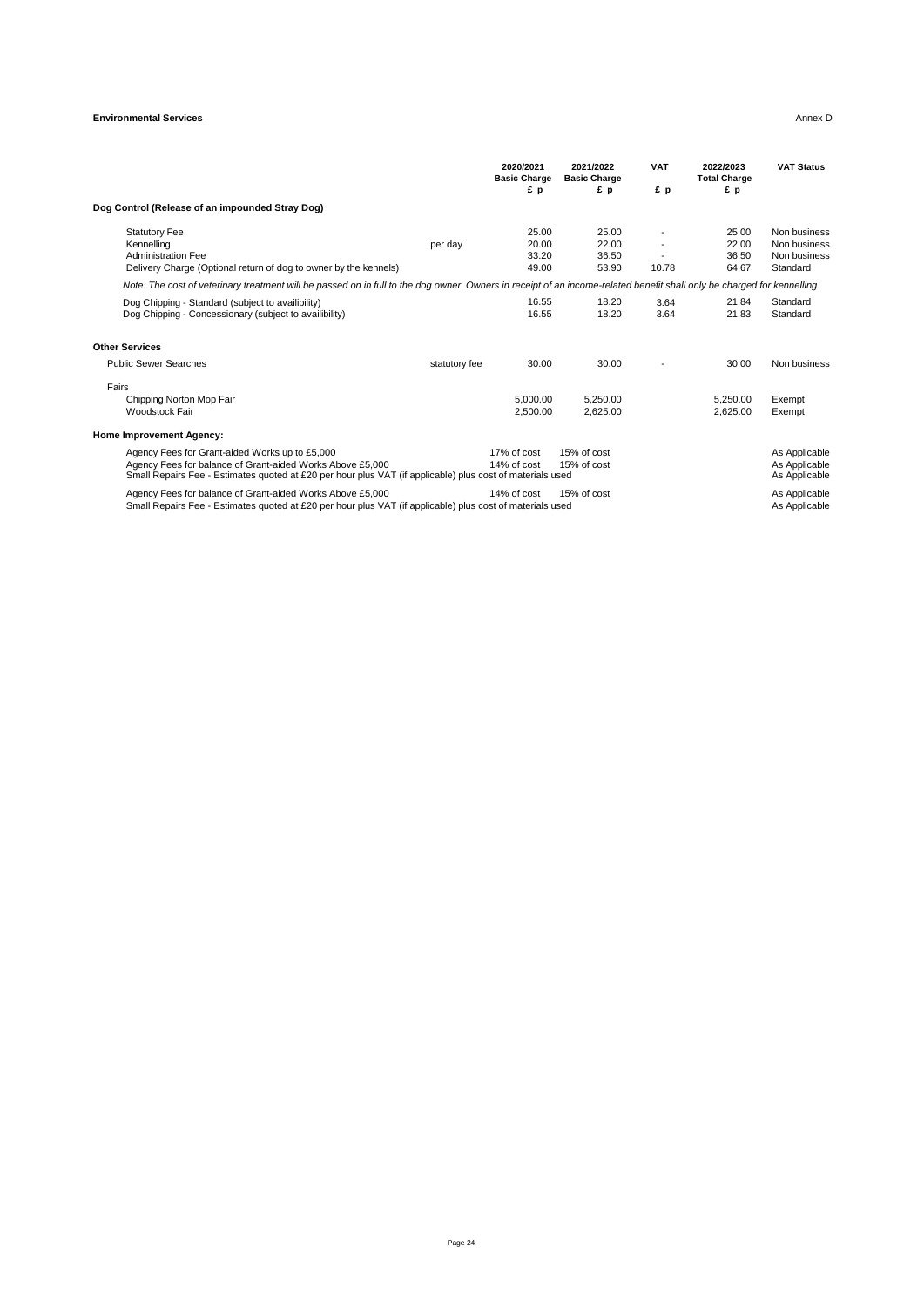**Environmental Services** | Annex D

| | | 2020/2021 Basic Charge £ p | 2021/2022 Basic Charge £ p | VAT £ p | 2022/2023 Total Charge £ p | VAT Status |
|---|---|---|---|---|---|---|
| **Dog Control (Release of an impounded Stray Dog)** | | | | | | |
| Statutory Fee | | 25.00 | 25.00 | - | 25.00 | Non business |
| Kennelling | per day | 20.00 | 22.00 | - | 22.00 | Non business |
| Administration Fee | | 33.20 | 36.50 | - | 36.50 | Non business |
| Delivery Charge (Optional return of dog to owner by the kennels) | | 49.00 | 53.90 | 10.78 | 64.67 | Standard |
| *Note: The cost of veterinary treatment will be passed on in full to the dog owner. Owners in receipt of an income-related benefit shall only be charged for kennelling* | | | | | | |
| Dog Chipping - Standard (subject to availibility) | | 16.55 | 18.20 | 3.64 | 21.84 | Standard |
| Dog Chipping - Concessionary (subject to availibility) | | 16.55 | 18.20 | 3.64 | 21.83 | Standard |
| **Other Services** | | | | | | |
| Public Sewer Searches | statutory fee | 30.00 | 30.00 | - | 30.00 | Non business |
| Fairs | | | | | | |
| Chipping Norton Mop Fair | | 5,000.00 | 5,250.00 | | 5,250.00 | Exempt |
| Woodstock Fair | | 2,500.00 | 2,625.00 | | 2,625.00 | Exempt |
| **Home Improvement Agency:** | | | | | | |
| Agency Fees for Grant-aided Works up to £5,000 | | 17% of cost | 15% of cost | | | As Applicable |
| Agency Fees for balance of Grant-aided Works Above £5,000 | | 14% of cost | 15% of cost | | | As Applicable |
| Small Repairs Fee - Estimates quoted at £20 per hour plus VAT (if applicable) plus cost of materials used | | | | | | As Applicable |
| Agency Fees for balance of Grant-aided Works Above £5,000 | | 14% of cost | 15% of cost | | | As Applicable |
| Small Repairs Fee - Estimates quoted at £20 per hour plus VAT (if applicable) plus cost of materials used | | | | | | As Applicable |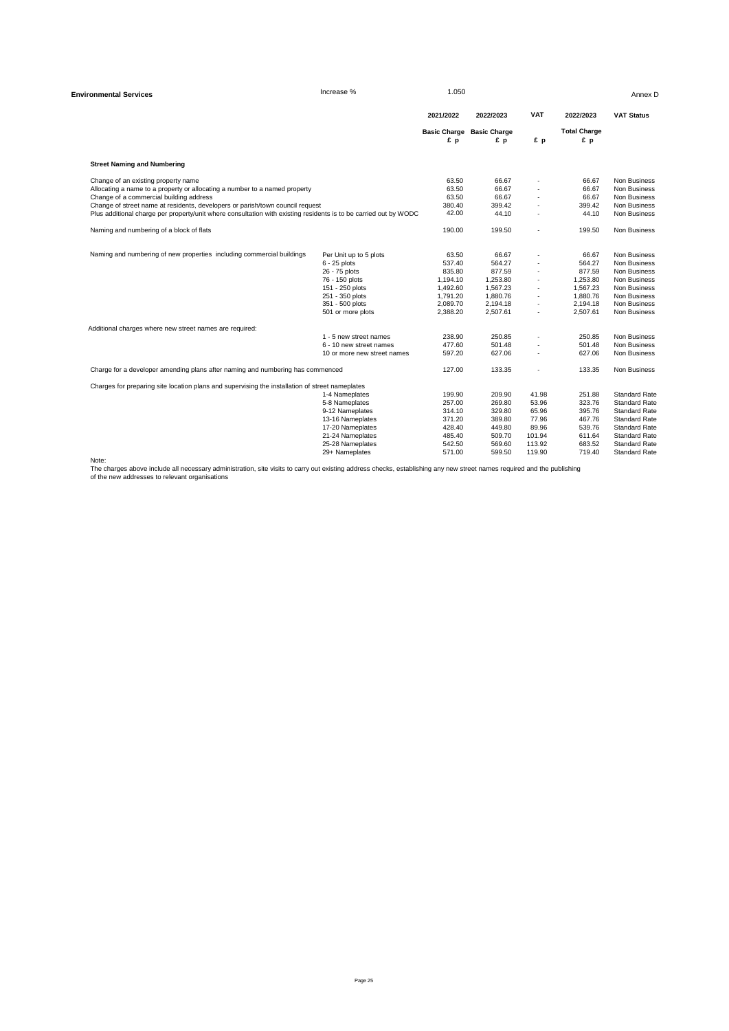**Environmental Services** Increase % 1.050 Annex D

| | | 2021/2022 | 2022/2023 | VAT | 2022/2023 | VAT Status |
|---|---|---|---|---|---|---|
| | | Basic Charge £ p | Basic Charge £ p | £ p | Total Charge £ p | |
| **Street Naming and Numbering** | | | | | | |
| Change of an existing property name | | 63.50 | 66.67 | - | 66.67 | Non Business |
| Allocating a name to a property or allocating a number to a named property | | 63.50 | 66.67 | - | 66.67 | Non Business |
| Change of a commercial building address | | 63.50 | 66.67 | - | 66.67 | Non Business |
| Change of street name at residents, developers or parish/town council request | | 380.40 | 399.42 | - | 399.42 | Non Business |
| Plus additional charge per property/unit where consultation with existing residents is to be carried out by WODC | | 42.00 | 44.10 | - | 44.10 | Non Business |
| Naming and numbering of a block of flats | | 190.00 | 199.50 | - | 199.50 | Non Business |
| Naming and numbering of new properties including commercial buildings | Per Unit up to 5 plots | 63.50 | 66.67 | - | 66.67 | Non Business |
| | 6 - 25 plots | 537.40 | 564.27 | - | 564.27 | Non Business |
| | 26 - 75 plots | 835.80 | 877.59 | - | 877.59 | Non Business |
| | 76 - 150 plots | 1,194.10 | 1,253.80 | - | 1,253.80 | Non Business |
| | 151 - 250 plots | 1,492.60 | 1,567.23 | - | 1,567.23 | Non Business |
| | 251 - 350 plots | 1,791.20 | 1,880.76 | - | 1,880.76 | Non Business |
| | 351 - 500 plots | 2,089.70 | 2,194.18 | - | 2,194.18 | Non Business |
| | 501 or more plots | 2,388.20 | 2,507.61 | - | 2,507.61 | Non Business |
| Additional charges where new street names are required: | | | | | | |
| | 1 - 5 new street names | 238.90 | 250.85 | - | 250.85 | Non Business |
| | 6 - 10 new street names | 477.60 | 501.48 | - | 501.48 | Non Business |
| | 10 or more new street names | 597.20 | 627.06 | - | 627.06 | Non Business |
| Charge for a developer amending plans after naming and numbering has commenced | | 127.00 | 133.35 | - | 133.35 | Non Business |
| Charges for preparing site location plans and supervising the installation of street nameplates | | | | | | |
| | 1-4 Nameplates | 199.90 | 209.90 | 41.98 | 251.88 | Standard Rate |
| | 5-8 Nameplates | 257.00 | 269.80 | 53.96 | 323.76 | Standard Rate |
| | 9-12 Nameplates | 314.10 | 329.80 | 65.96 | 395.76 | Standard Rate |
| | 13-16 Nameplates | 371.20 | 389.80 | 77.96 | 467.76 | Standard Rate |
| | 17-20 Nameplates | 428.40 | 449.80 | 89.96 | 539.76 | Standard Rate |
| | 21-24 Nameplates | 485.40 | 509.70 | 101.94 | 611.64 | Standard Rate |
| | 25-28 Nameplates | 542.50 | 569.60 | 113.92 | 683.52 | Standard Rate |
| | 29+ Nameplates | 571.00 | 599.50 | 119.90 | 719.40 | Standard Rate |

Note:
The charges above include all necessary administration, site visits to carry out existing address checks, establishing any new street names required and the publishing of the new addresses to relevant organisations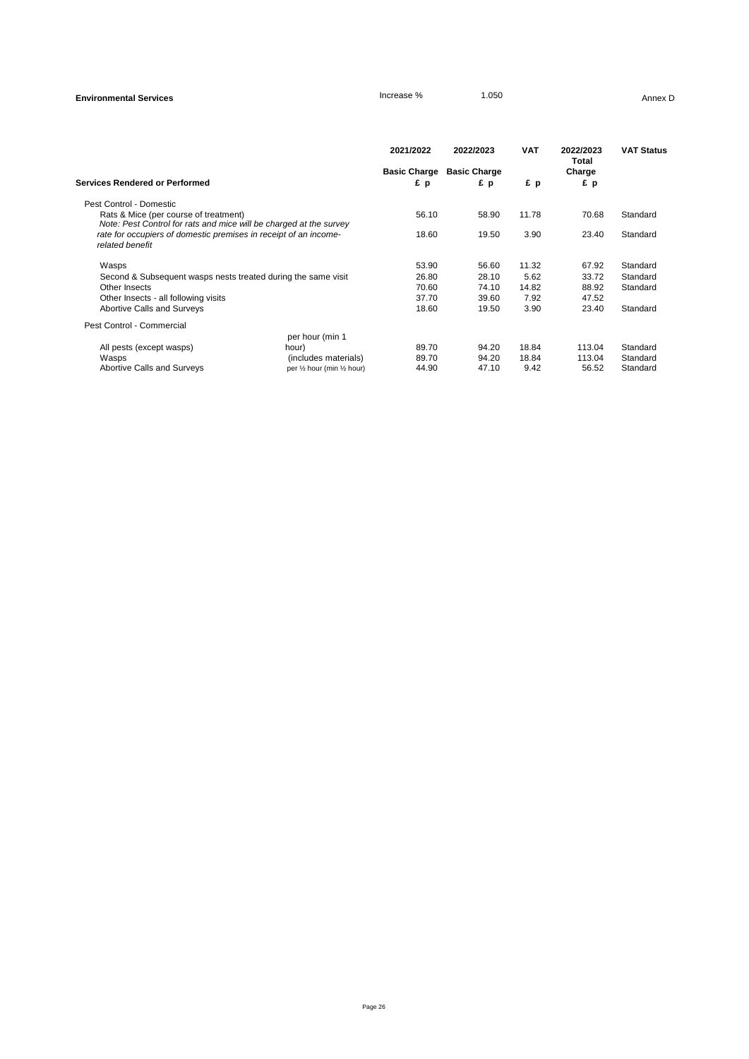**Environmental Services** Increase % 1.050 Annex D

| Services Rendered or Performed | | 2021/2022 Basic Charge £ p | 2022/2023 Basic Charge £ p | VAT £ p | 2022/2023 Total Charge £ p | VAT Status |
|---|---|---|---|---|---|---|
| Pest Control - Domestic | | | | | | |
| Rats & Mice (per course of treatment) | | 56.10 | 58.90 | 11.78 | 70.68 | Standard |
| *Note: Pest Control for rats and mice will be charged at the survey rate for occupiers of domestic premises in receipt of an income-related benefit* | | 18.60 | 19.50 | 3.90 | 23.40 | Standard |
| Wasps | | 53.90 | 56.60 | 11.32 | 67.92 | Standard |
| Second & Subsequent wasps nests treated during the same visit | | 26.80 | 28.10 | 5.62 | 33.72 | Standard |
| Other Insects | | 70.60 | 74.10 | 14.82 | 88.92 | Standard |
| Other Insects - all following visits | | 37.70 | 39.60 | 7.92 | 47.52 | |
| Abortive Calls and Surveys | | 18.60 | 19.50 | 3.90 | 23.40 | Standard |
| Pest Control - Commercial | | | | | | |
| All pests (except wasps) | per hour (min 1 hour) | 89.70 | 94.20 | 18.84 | 113.04 | Standard |
| Wasps | (includes materials) | 89.70 | 94.20 | 18.84 | 113.04 | Standard |
| Abortive Calls and Surveys | per ½ hour (min ½ hour) | 44.90 | 47.10 | 9.42 | 56.52 | Standard |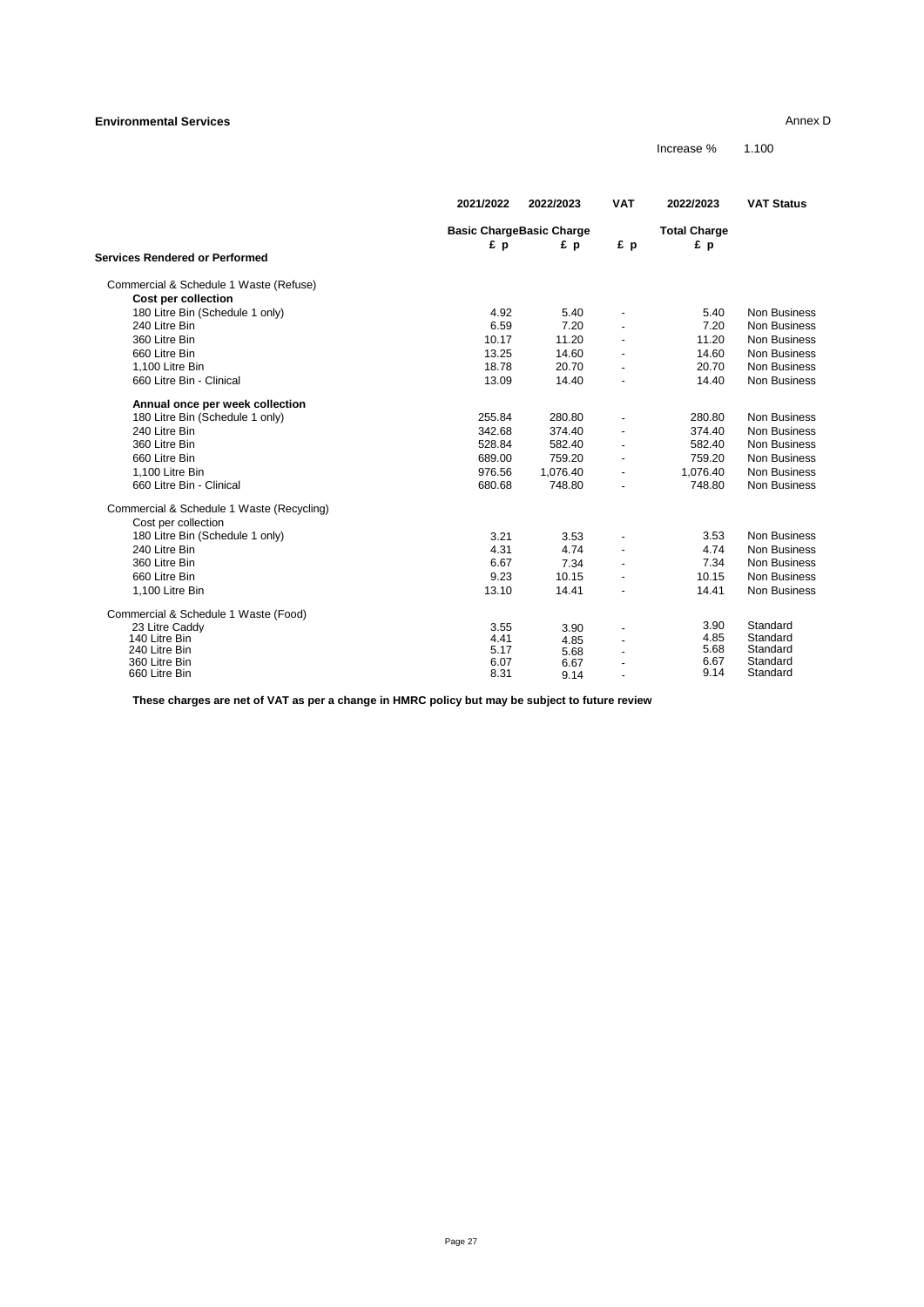**Environmental Services**

Annex D

Increase % 1.100

| | 2021/2022 | 2022/2023 | VAT | 2022/2023 | VAT Status |
|---|---|---|---|---|---|
| | Basic Charge | Basic Charge | | Total Charge | |
| | £ p | £ p | £ p | £ p | |
| **Services Rendered or Performed** | | | | | |
| Commercial & Schedule 1 Waste (Refuse) | | | | | |
| **Cost per collection** | | | | | |
| 180 Litre Bin (Schedule 1 only) | 4.92 | 5.40 | - | 5.40 | Non Business |
| 240 Litre Bin | 6.59 | 7.20 | - | 7.20 | Non Business |
| 360 Litre Bin | 10.17 | 11.20 | - | 11.20 | Non Business |
| 660 Litre Bin | 13.25 | 14.60 | - | 14.60 | Non Business |
| 1,100 Litre Bin | 18.78 | 20.70 | - | 20.70 | Non Business |
| 660 Litre Bin - Clinical | 13.09 | 14.40 | - | 14.40 | Non Business |
| **Annual once per week collection** | | | | | |
| 180 Litre Bin (Schedule 1 only) | 255.84 | 280.80 | - | 280.80 | Non Business |
| 240 Litre Bin | 342.68 | 374.40 | - | 374.40 | Non Business |
| 360 Litre Bin | 528.84 | 582.40 | - | 582.40 | Non Business |
| 660 Litre Bin | 689.00 | 759.20 | - | 759.20 | Non Business |
| 1,100 Litre Bin | 976.56 | 1,076.40 | - | 1,076.40 | Non Business |
| 660 Litre Bin - Clinical | 680.68 | 748.80 | - | 748.80 | Non Business |
| Commercial & Schedule 1 Waste (Recycling) | | | | | |
| Cost per collection | | | | | |
| 180 Litre Bin (Schedule 1 only) | 3.21 | 3.53 | - | 3.53 | Non Business |
| 240 Litre Bin | 4.31 | 4.74 | - | 4.74 | Non Business |
| 360 Litre Bin | 6.67 | 7.34 | - | 7.34 | Non Business |
| 660 Litre Bin | 9.23 | 10.15 | - | 10.15 | Non Business |
| 1,100 Litre Bin | 13.10 | 14.41 | - | 14.41 | Non Business |
| Commercial & Schedule 1 Waste (Food) | | | | | |
| 23 Litre Caddy | 3.55 | 3.90 | - | 3.90 | Standard |
| 140 Litre Bin | 4.41 | 4.85 | - | 4.85 | Standard |
| 240 Litre Bin | 5.17 | 5.68 | - | 5.68 | Standard |
| 360 Litre Bin | 6.07 | 6.67 | - | 6.67 | Standard |
| 660 Litre Bin | 8.31 | 9.14 | - | 9.14 | Standard |

**These charges are net of VAT as per a change in HMRC policy but may be subject to future review**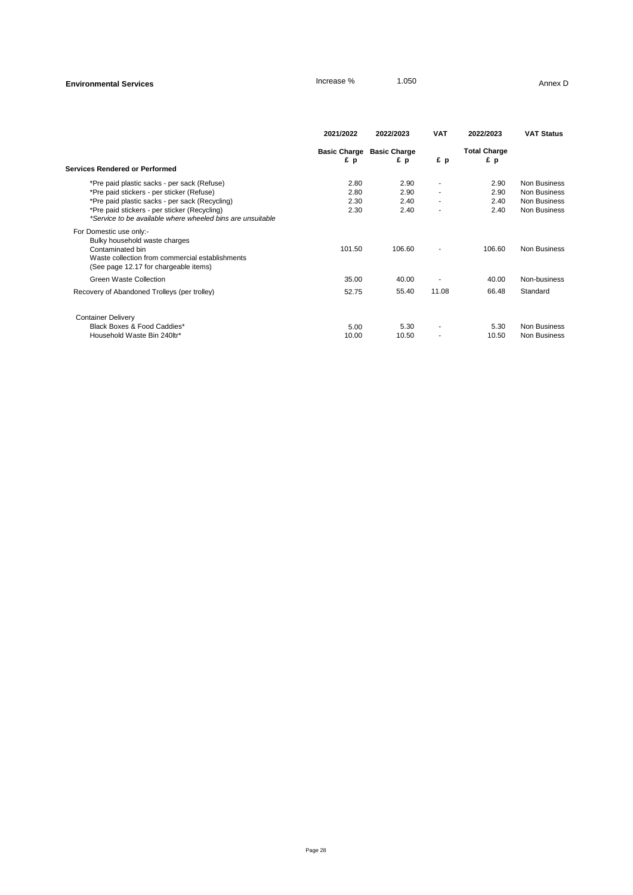**Environmental Services** Increase % 1.050 Annex D

| | 2021/2022 | 2022/2023 | VAT | 2022/2023 | VAT Status |
|---|---|---|---|---|---|
| | Basic Charge £ p | Basic Charge £ p | £ p | Total Charge £ p | |
| **Services Rendered or Performed** | | | | | |
| *Pre paid plastic sacks - per sack (Refuse) | 2.80 | 2.90 | - | 2.90 | Non Business |
| *Pre paid stickers - per sticker (Refuse) | 2.80 | 2.90 | - | 2.90 | Non Business |
| *Pre paid plastic sacks - per sack (Recycling) | 2.30 | 2.40 | - | 2.40 | Non Business |
| *Pre paid stickers - per sticker (Recycling) | 2.30 | 2.40 | - | 2.40 | Non Business |
| *\*Service to be available where wheeled bins are unsuitable* | | | | | |
| For Domestic use only:- | | | | | |
| Bulky household waste charges | | | | | |
| Contaminated bin | 101.50 | 106.60 | - | 106.60 | Non Business |
| Waste collection from commercial establishments | | | | | |
| (See page 12.17 for chargeable items) | | | | | |
| Green Waste Collection | 35.00 | 40.00 | - | 40.00 | Non-business |
| Recovery of Abandoned Trolleys (per trolley) | 52.75 | 55.40 | 11.08 | 66.48 | Standard |
| Container Delivery | | | | | |
| Black Boxes & Food Caddies* | 5.00 | 5.30 | - | 5.30 | Non Business |
| Household Waste Bin 240ltr* | 10.00 | 10.50 | - | 10.50 | Non Business |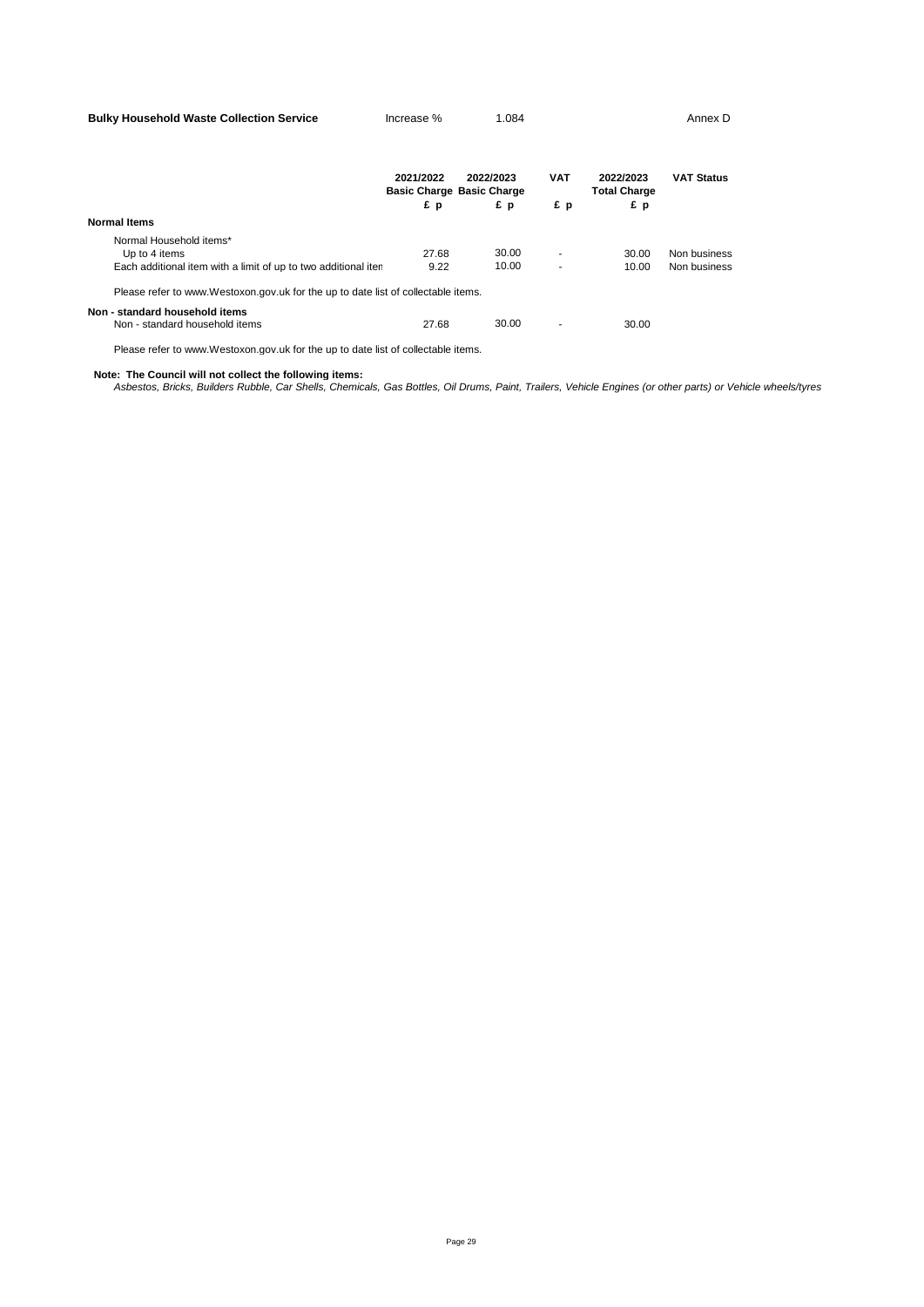**Bulky Household Waste Collection Service** Increase % 1.084 Annex D

| | 2021/2022 Basic Charge | 2022/2023 Basic Charge | VAT | 2022/2023 Total Charge | VAT Status |
|---|---|---|---|---|---|
| | £ p | £ p | £ p | £ p | |
| **Normal Items** | | | | | |
| Normal Household items* | | | | | |
| Up to 4 items | 27.68 | 30.00 | - | 30.00 | Non business |
| Each additional item with a limit of up to two additional iten | 9.22 | 10.00 | - | 10.00 | Non business |
| Please refer to www.Westoxon.gov.uk for the up to date list of collectable items. | | | | | |
| **Non - standard household items** | | | | | |
| Non - standard household items | 27.68 | 30.00 | - | 30.00 | |

Please refer to www.Westoxon.gov.uk for the up to date list of collectable items.

**Note: The Council will not collect the following items:**
*Asbestos, Bricks, Builders Rubble, Car Shells, Chemicals, Gas Bottles, Oil Drums, Paint, Trailers, Vehicle Engines (or other parts) or Vehicle wheels/tyres*